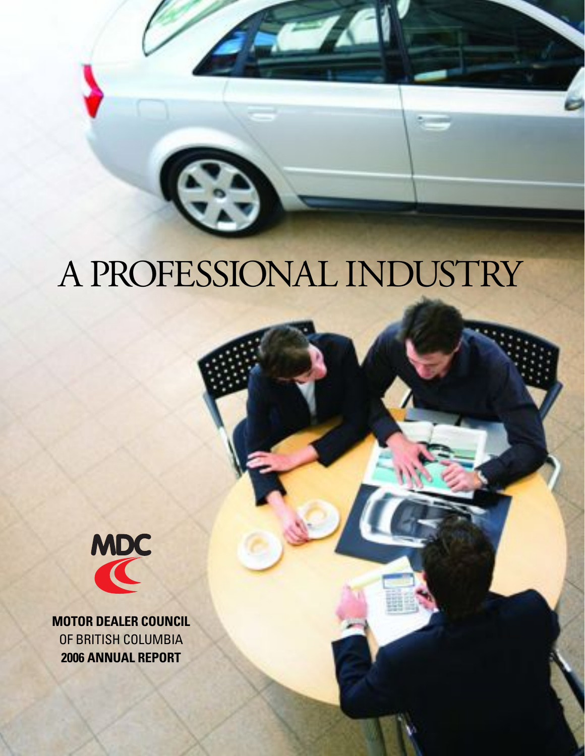# A PROFESSIONAL INDUSTRY

MDC

**MOTOR DEALER COUNCIL**
OF BRITISH COLUMBIA
**2006 ANNUAL REPORT**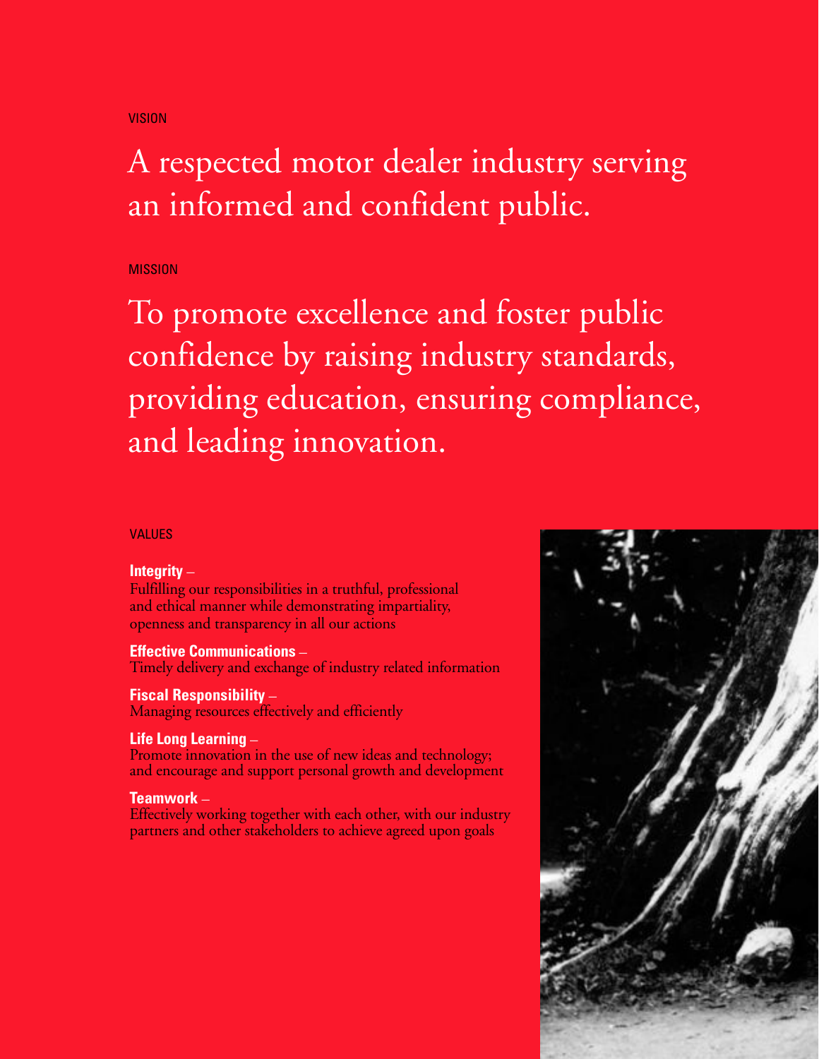## VISION

A respected motor dealer industry serving an informed and confident public.

## MISSION

To promote excellence and foster public confidence by raising industry standards, providing education, ensuring compliance, and leading innovation.

## VALUES

**Integrity** –
Fulfilling our responsibilities in a truthful, professional and ethical manner while demonstrating impartiality, openness and transparency in all our actions

**Effective Communications** –
Timely delivery and exchange of industry related information

**Fiscal Responsibility** –
Managing resources effectively and efficiently

**Life Long Learning** –
Promote innovation in the use of new ideas and technology; and encourage and support personal growth and development

**Teamwork** –
Effectively working together with each other, with our industry partners and other stakeholders to achieve agreed upon goals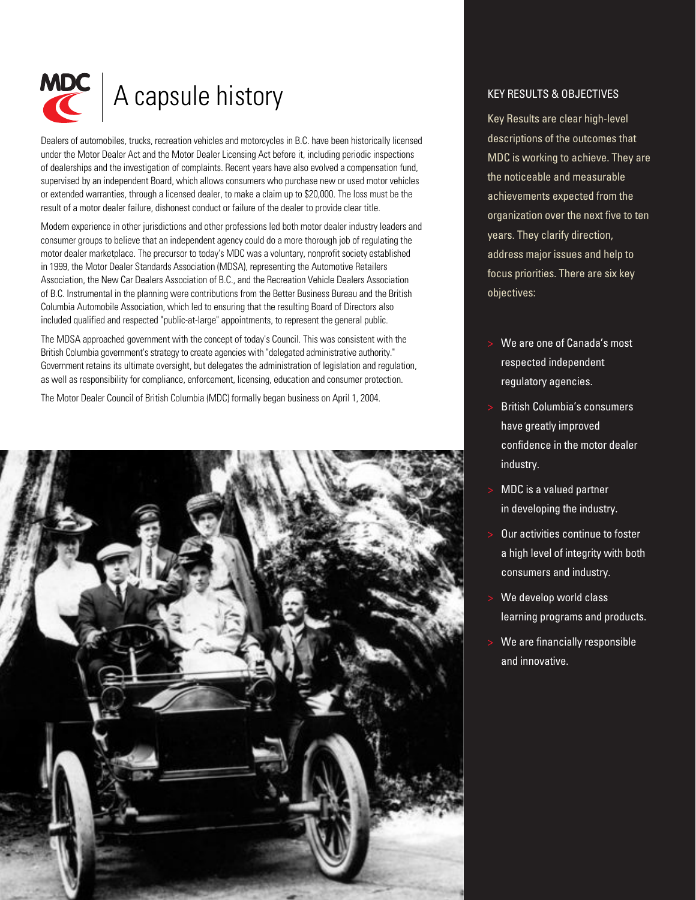# A capsule history

Dealers of automobiles, trucks, recreation vehicles and motorcycles in B.C. have been historically licensed under the Motor Dealer Act and the Motor Dealer Licensing Act before it, including periodic inspections of dealerships and the investigation of complaints. Recent years have also evolved a compensation fund, supervised by an independent Board, which allows consumers who purchase new or used motor vehicles or extended warranties, through a licensed dealer, to make a claim up to $20,000. The loss must be the result of a motor dealer failure, dishonest conduct or failure of the dealer to provide clear title.

Modern experience in other jurisdictions and other professions led both motor dealer industry leaders and consumer groups to believe that an independent agency could do a more thorough job of regulating the motor dealer marketplace. The precursor to today's MDC was a voluntary, nonprofit society established in 1999, the Motor Dealer Standards Association (MDSA), representing the Automotive Retailers Association, the New Car Dealers Association of B.C., and the Recreation Vehicle Dealers Association of B.C. Instrumental in the planning were contributions from the Better Business Bureau and the British Columbia Automobile Association, which led to ensuring that the resulting Board of Directors also included qualified and respected "public-at-large" appointments, to represent the general public.

The MDSA approached government with the concept of today's Council. This was consistent with the British Columbia government's strategy to create agencies with "delegated administrative authority." Government retains its ultimate oversight, but delegates the administration of legislation and regulation, as well as responsibility for compliance, enforcement, licensing, education and consumer protection.

The Motor Dealer Council of British Columbia (MDC) formally began business on April 1, 2004.

## KEY RESULTS & OBJECTIVES

Key Results are clear high-level descriptions of the outcomes that MDC is working to achieve. They are the noticeable and measurable achievements expected from the organization over the next five to ten years. They clarify direction, address major issues and help to focus priorities. There are six key objectives:

- We are one of Canada's most respected independent regulatory agencies.
- British Columbia's consumers have greatly improved confidence in the motor dealer industry.
- MDC is a valued partner in developing the industry.
- Our activities continue to foster a high level of integrity with both consumers and industry.
- We develop world class learning programs and products.
- We are financially responsible and innovative.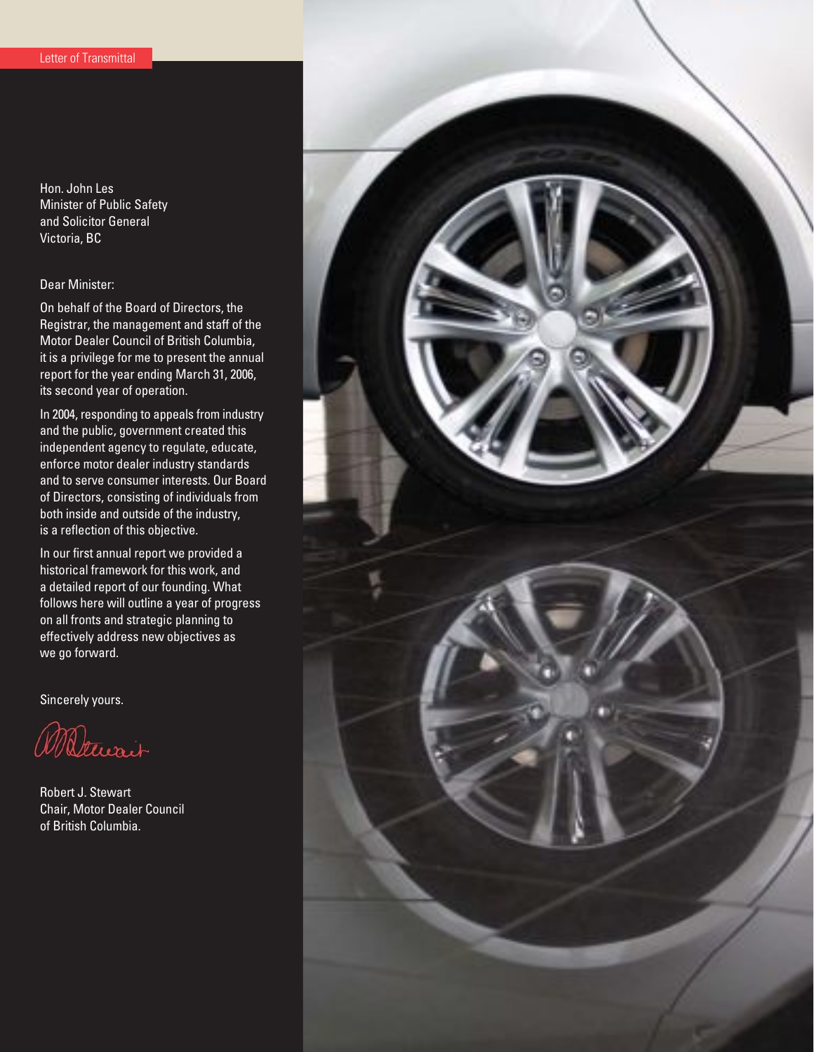# Letter of Transmittal

Hon. John Les
Minister of Public Safety
and Solicitor General
Victoria, BC

Dear Minister:

On behalf of the Board of Directors, the Registrar, the management and staff of the Motor Dealer Council of British Columbia, it is a privilege for me to present the annual report for the year ending March 31, 2006, its second year of operation.

In 2004, responding to appeals from industry and the public, government created this independent agency to regulate, educate, enforce motor dealer industry standards and to serve consumer interests. Our Board of Directors, consisting of individuals from both inside and outside of the industry, is a reflection of this objective.

In our first annual report we provided a historical framework for this work, and a detailed report of our founding. What follows here will outline a year of progress on all fronts and strategic planning to effectively address new objectives as we go forward.

Sincerely yours.

Robert J. Stewart
Chair, Motor Dealer Council
of British Columbia.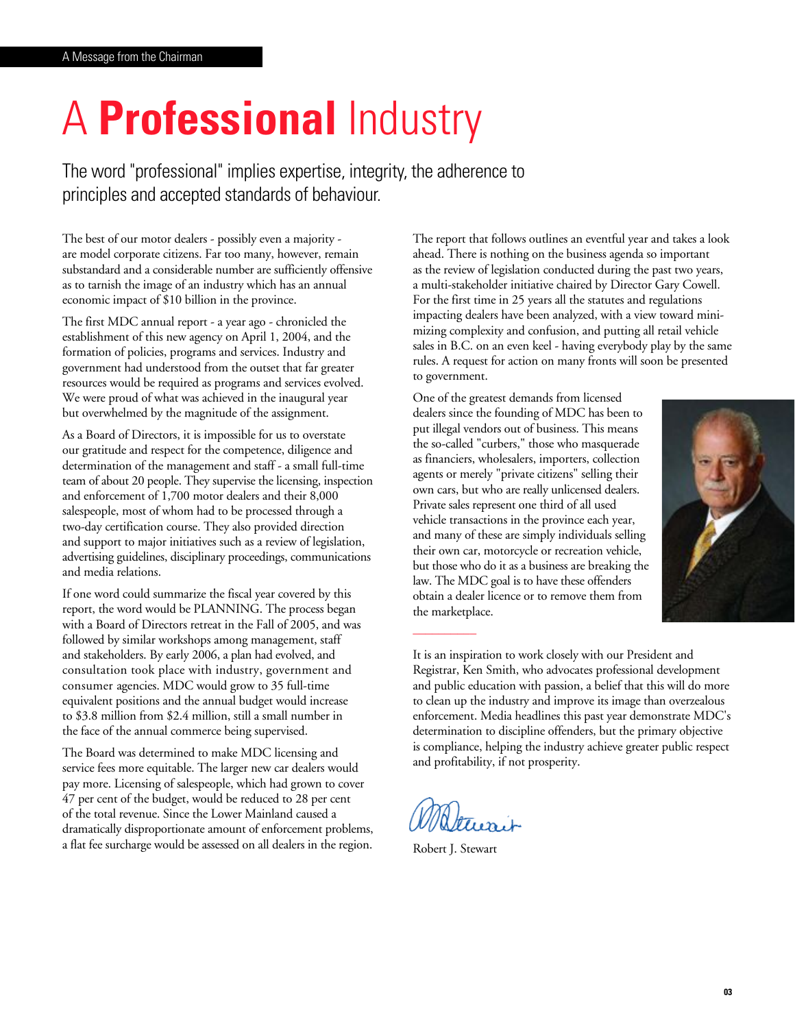A Message from the Chairman

# A **Professional** Industry

The word "professional" implies expertise, integrity, the adherence to principles and accepted standards of behaviour.

The best of our motor dealers - possibly even a majority - are model corporate citizens. Far too many, however, remain substandard and a considerable number are sufficiently offensive as to tarnish the image of an industry which has an annual economic impact of $10 billion in the province.

The first MDC annual report - a year ago - chronicled the establishment of this new agency on April 1, 2004, and the formation of policies, programs and services. Industry and government had understood from the outset that far greater resources would be required as programs and services evolved. We were proud of what was achieved in the inaugural year but overwhelmed by the magnitude of the assignment.

As a Board of Directors, it is impossible for us to overstate our gratitude and respect for the competence, diligence and determination of the management and staff - a small full-time team of about 20 people. They supervise the licensing, inspection and enforcement of 1,700 motor dealers and their 8,000 salespeople, most of whom had to be processed through a two-day certification course. They also provided direction and support to major initiatives such as a review of legislation, advertising guidelines, disciplinary proceedings, communications and media relations.

If one word could summarize the fiscal year covered by this report, the word would be PLANNING. The process began with a Board of Directors retreat in the Fall of 2005, and was followed by similar workshops among management, staff and stakeholders. By early 2006, a plan had evolved, and consultation took place with industry, government and consumer agencies. MDC would grow to 35 full-time equivalent positions and the annual budget would increase to $3.8 million from $2.4 million, still a small number in the face of the annual commerce being supervised.

The Board was determined to make MDC licensing and service fees more equitable. The larger new car dealers would pay more. Licensing of salespeople, which had grown to cover 47 per cent of the budget, would be reduced to 28 per cent of the total revenue. Since the Lower Mainland caused a dramatically disproportionate amount of enforcement problems, a flat fee surcharge would be assessed on all dealers in the region.

The report that follows outlines an eventful year and takes a look ahead. There is nothing on the business agenda so important as the review of legislation conducted during the past two years, a multi-stakeholder initiative chaired by Director Gary Cowell. For the first time in 25 years all the statutes and regulations impacting dealers have been analyzed, with a view toward minimizing complexity and confusion, and putting all retail vehicle sales in B.C. on an even keel - having everybody play by the same rules. A request for action on many fronts will soon be presented to government.

One of the greatest demands from licensed dealers since the founding of MDC has been to put illegal vendors out of business. This means the so-called "curbers," those who masquerade as financiers, wholesalers, importers, collection agents or merely "private citizens" selling their own cars, but who are really unlicensed dealers. Private sales represent one third of all used vehicle transactions in the province each year, and many of these are simply individuals selling their own car, motorcycle or recreation vehicle, but those who do it as a business are breaking the law. The MDC goal is to have these offenders obtain a dealer licence or to remove them from the marketplace.

It is an inspiration to work closely with our President and Registrar, Ken Smith, who advocates professional development and public education with passion, a belief that this will do more to clean up the industry and improve its image than overzealous enforcement. Media headlines this past year demonstrate MDC's determination to discipline offenders, but the primary objective is compliance, helping the industry achieve greater public respect and profitability, if not prosperity.

Robert J. Stewart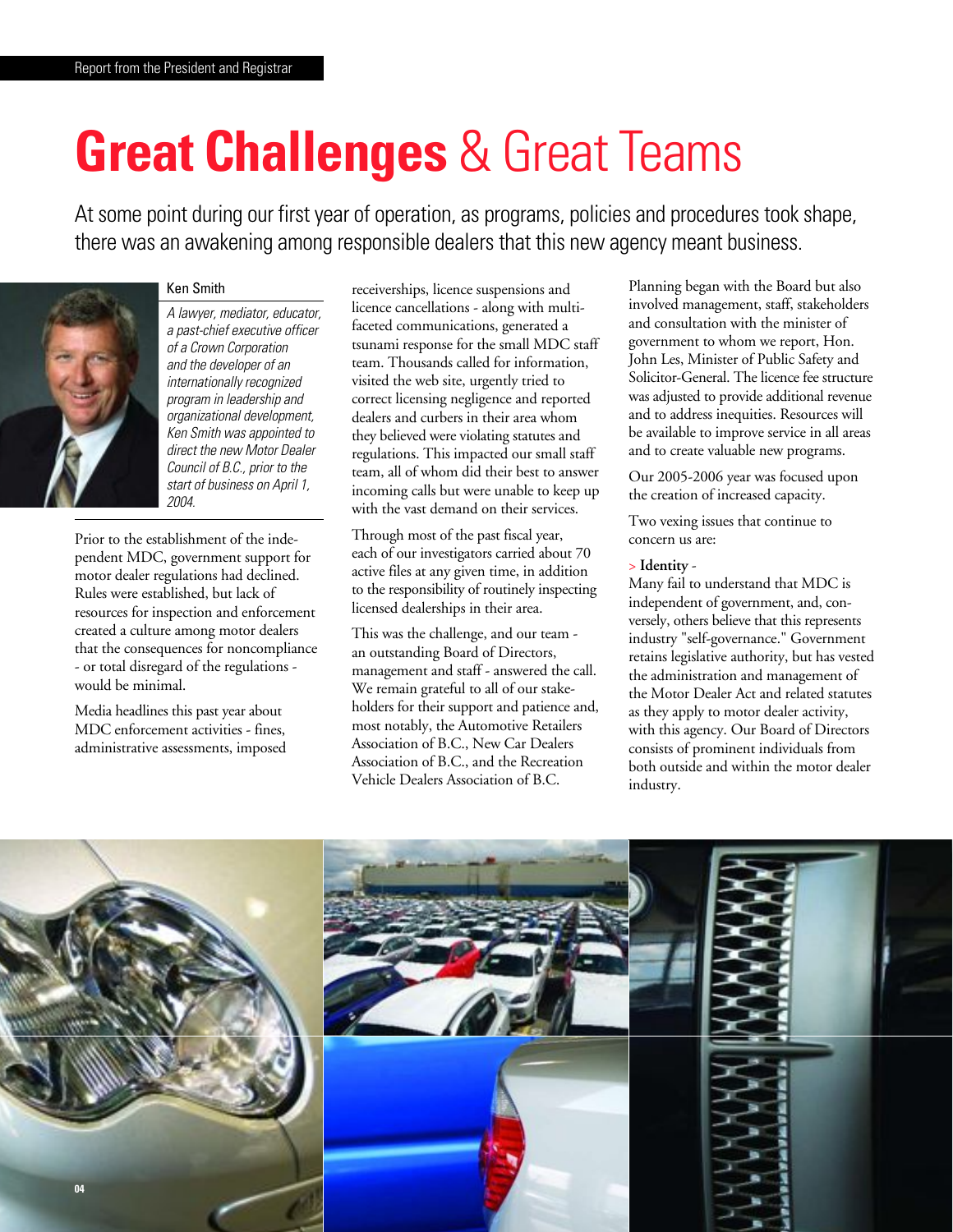# **Great Challenges** & Great Teams

At some point during our first year of operation, as programs, policies and procedures took shape, there was an awakening among responsible dealers that this new agency meant business.

Ken Smith

*A lawyer, mediator, educator, a past-chief executive officer of a Crown Corporation and the developer of an internationally recognized program in leadership and organizational development, Ken Smith was appointed to direct the new Motor Dealer Council of B.C., prior to the start of business on April 1, 2004.*

Prior to the establishment of the independent MDC, government support for motor dealer regulations had declined. Rules were established, but lack of resources for inspection and enforcement created a culture among motor dealers that the consequences for noncompliance - or total disregard of the regulations - would be minimal.

Media headlines this past year about MDC enforcement activities - fines, administrative assessments, imposed receiverships, licence suspensions and licence cancellations - along with multi-faceted communications, generated a tsunami response for the small MDC staff team. Thousands called for information, visited the web site, urgently tried to correct licensing negligence and reported dealers and curbers in their area whom they believed were violating statutes and regulations. This impacted our small staff team, all of whom did their best to answer incoming calls but were unable to keep up with the vast demand on their services.

Through most of the past fiscal year, each of our investigators carried about 70 active files at any given time, in addition to the responsibility of routinely inspecting licensed dealerships in their area.

This was the challenge, and our team - an outstanding Board of Directors, management and staff - answered the call. We remain grateful to all of our stakeholders for their support and patience and, most notably, the Automotive Retailers Association of B.C., New Car Dealers Association of B.C., and the Recreation Vehicle Dealers Association of B.C.

Planning began with the Board but also involved management, staff, stakeholders and consultation with the minister of government to whom we report, Hon. John Les, Minister of Public Safety and Solicitor-General. The licence fee structure was adjusted to provide additional revenue and to address inequities. Resources will be available to improve service in all areas and to create valuable new programs.

Our 2005-2006 year was focused upon the creation of increased capacity.

Two vexing issues that continue to concern us are:

> **Identity** -
Many fail to understand that MDC is independent of government, and, conversely, others believe that this represents industry "self-governance." Government retains legislative authority, but has vested the administration and management of the Motor Dealer Act and related statutes as they apply to motor dealer activity, with this agency. Our Board of Directors consists of prominent individuals from both outside and within the motor dealer industry.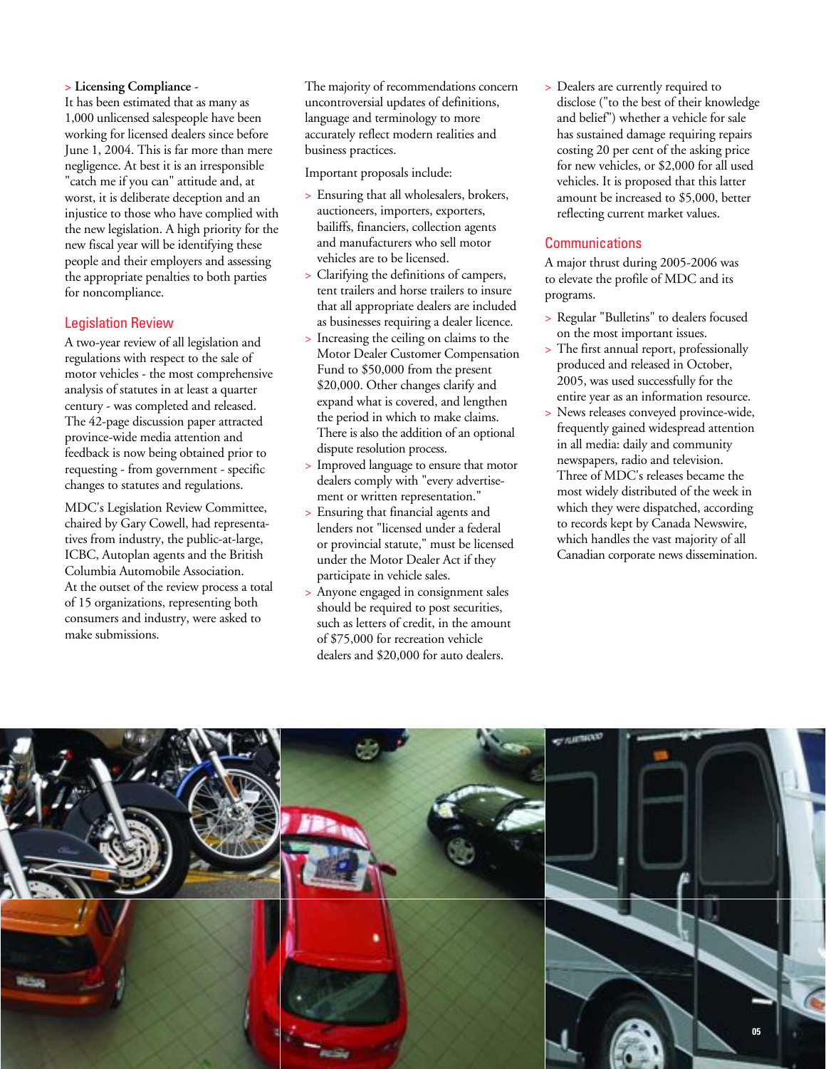> **Licensing Compliance** -
It has been estimated that as many as 1,000 unlicensed salespeople have been working for licensed dealers since before June 1, 2004. This is far more than mere negligence. At best it is an irresponsible "catch me if you can" attitude and, at worst, it is deliberate deception and an injustice to those who have complied with the new legislation. A high priority for the new fiscal year will be identifying these people and their employers and assessing the appropriate penalties to both parties for noncompliance.

## Legislation Review

A two-year review of all legislation and regulations with respect to the sale of motor vehicles - the most comprehensive analysis of statutes in at least a quarter century - was completed and released. The 42-page discussion paper attracted province-wide media attention and feedback is now being obtained prior to requesting - from government - specific changes to statutes and regulations.

MDC's Legislation Review Committee, chaired by Gary Cowell, had representatives from industry, the public-at-large, ICBC, Autoplan agents and the British Columbia Automobile Association. At the outset of the review process a total of 15 organizations, representing both consumers and industry, were asked to make submissions.

The majority of recommendations concern uncontroversial updates of definitions, language and terminology to more accurately reflect modern realities and business practices.

Important proposals include:

- Ensuring that all wholesalers, brokers, auctioneers, importers, exporters, bailiffs, financiers, collection agents and manufacturers who sell motor vehicles are to be licensed.
- Clarifying the definitions of campers, tent trailers and horse trailers to insure that all appropriate dealers are included as businesses requiring a dealer licence.
- Increasing the ceiling on claims to the Motor Dealer Customer Compensation Fund to $50,000 from the present $20,000. Other changes clarify and expand what is covered, and lengthen the period in which to make claims. There is also the addition of an optional dispute resolution process.
- Improved language to ensure that motor dealers comply with "every advertisement or written representation."
- Ensuring that financial agents and lenders not "licensed under a federal or provincial statute," must be licensed under the Motor Dealer Act if they participate in vehicle sales.
- Anyone engaged in consignment sales should be required to post securities, such as letters of credit, in the amount of $75,000 for recreation vehicle dealers and $20,000 for auto dealers.
- Dealers are currently required to disclose ("to the best of their knowledge and belief") whether a vehicle for sale has sustained damage requiring repairs costing 20 per cent of the asking price for new vehicles, or $2,000 for all used vehicles. It is proposed that this latter amount be increased to $5,000, better reflecting current market values.

## Communications

A major thrust during 2005-2006 was to elevate the profile of MDC and its programs.

- Regular "Bulletins" to dealers focused on the most important issues.
- The first annual report, professionally produced and released in October, 2005, was used successfully for the entire year as an information resource.
- News releases conveyed province-wide, frequently gained widespread attention in all media: daily and community newspapers, radio and television. Three of MDC's releases became the most widely distributed of the week in which they were dispatched, according to records kept by Canada Newswire, which handles the vast majority of all Canadian corporate news dissemination.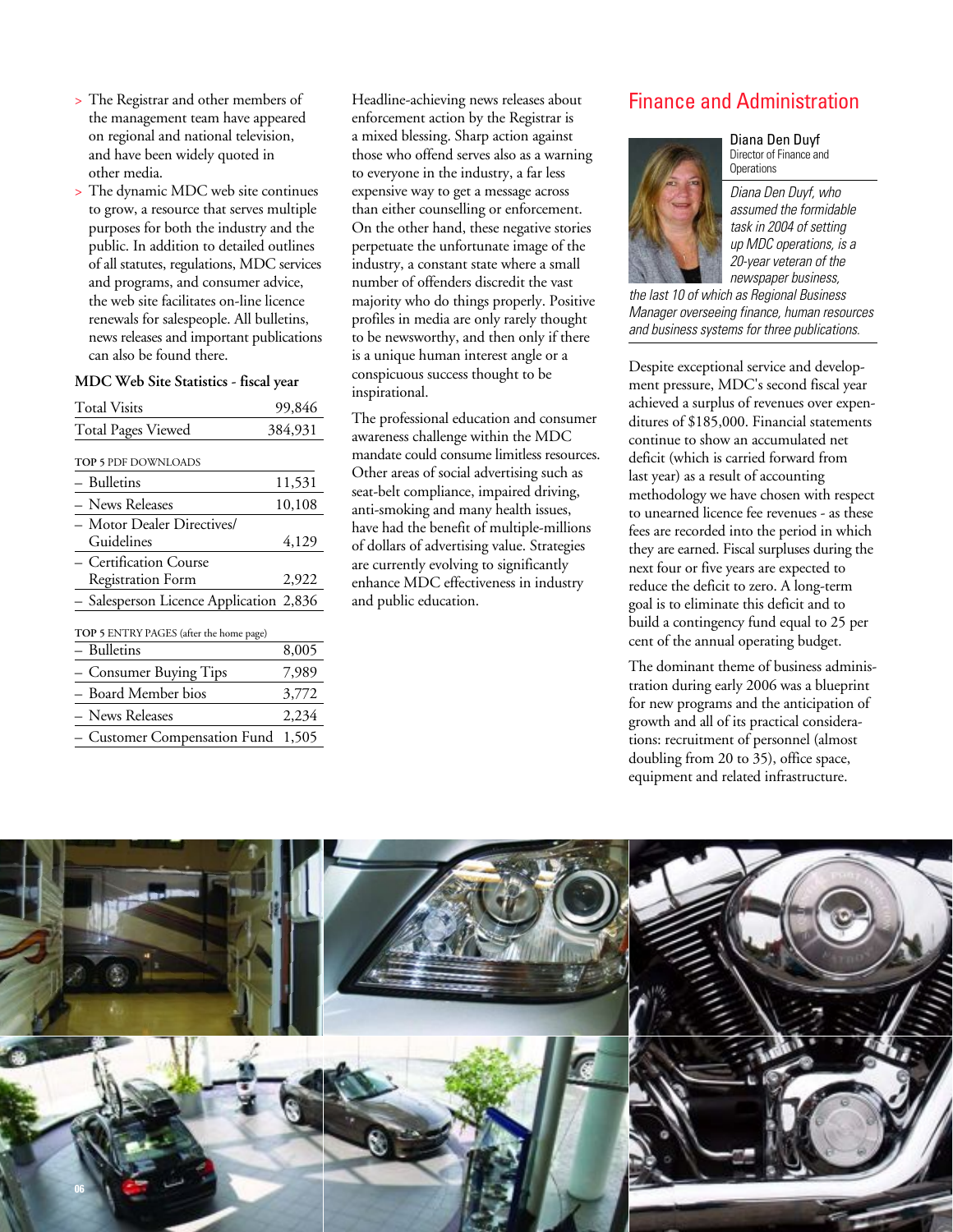- The Registrar and other members of the management team have appeared on regional and national television, and have been widely quoted in other media.
- The dynamic MDC web site continues to grow, a resource that serves multiple purposes for both the industry and the public. In addition to detailed outlines of all statutes, regulations, MDC services and programs, and consumer advice, the web site facilitates on-line licence renewals for salespeople. All bulletins, news releases and important publications can also be found there.

**MDC Web Site Statistics - fiscal year**

| | |
|---|---|
| Total Visits | 99,846 |
| Total Pages Viewed | 384,931 |

| TOP 5 PDF DOWNLOADS | |
|---|---|
| – Bulletins | 11,531 |
| – News Releases | 10,108 |
| – Motor Dealer Directives/ Guidelines | 4,129 |
| – Certification Course Registration Form | 2,922 |
| – Salesperson Licence Application | 2,836 |

| TOP 5 ENTRY PAGES (after the home page) | |
|---|---|
| – Bulletins | 8,005 |
| – Consumer Buying Tips | 7,989 |
| – Board Member bios | 3,772 |
| – News Releases | 2,234 |
| – Customer Compensation Fund | 1,505 |

Headline-achieving news releases about enforcement action by the Registrar is a mixed blessing. Sharp action against those who offend serves also as a warning to everyone in the industry, a far less expensive way to get a message across than either counselling or enforcement. On the other hand, these negative stories perpetuate the unfortunate image of the industry, a constant state where a small number of offenders discredit the vast majority who do things properly. Positive profiles in media are only rarely thought to be newsworthy, and then only if there is a unique human interest angle or a conspicuous success thought to be inspirational.

The professional education and consumer awareness challenge within the MDC mandate could consume limitless resources. Other areas of social advertising such as seat-belt compliance, impaired driving, anti-smoking and many health issues, have had the benefit of multiple-millions of dollars of advertising value. Strategies are currently evolving to significantly enhance MDC effectiveness in industry and public education.

## Finance and Administration

**Diana Den Duyf**
Director of Finance and Operations

*Diana Den Duyf, who assumed the formidable task in 2004 of setting up MDC operations, is a 20-year veteran of the newspaper business, the last 10 of which as Regional Business Manager overseeing finance, human resources and business systems for three publications.*

Despite exceptional service and development pressure, MDC's second fiscal year achieved a surplus of revenues over expenditures of $185,000. Financial statements continue to show an accumulated net deficit (which is carried forward from last year) as a result of accounting methodology we have chosen with respect to unearned licence fee revenues - as these fees are recorded into the period in which they are earned. Fiscal surpluses during the next four or five years are expected to reduce the deficit to zero. A long-term goal is to eliminate this deficit and to build a contingency fund equal to 25 per cent of the annual operating budget.

The dominant theme of business administration during early 2006 was a blueprint for new programs and the anticipation of growth and all of its practical considerations: recruitment of personnel (almost doubling from 20 to 35), office space, equipment and related infrastructure.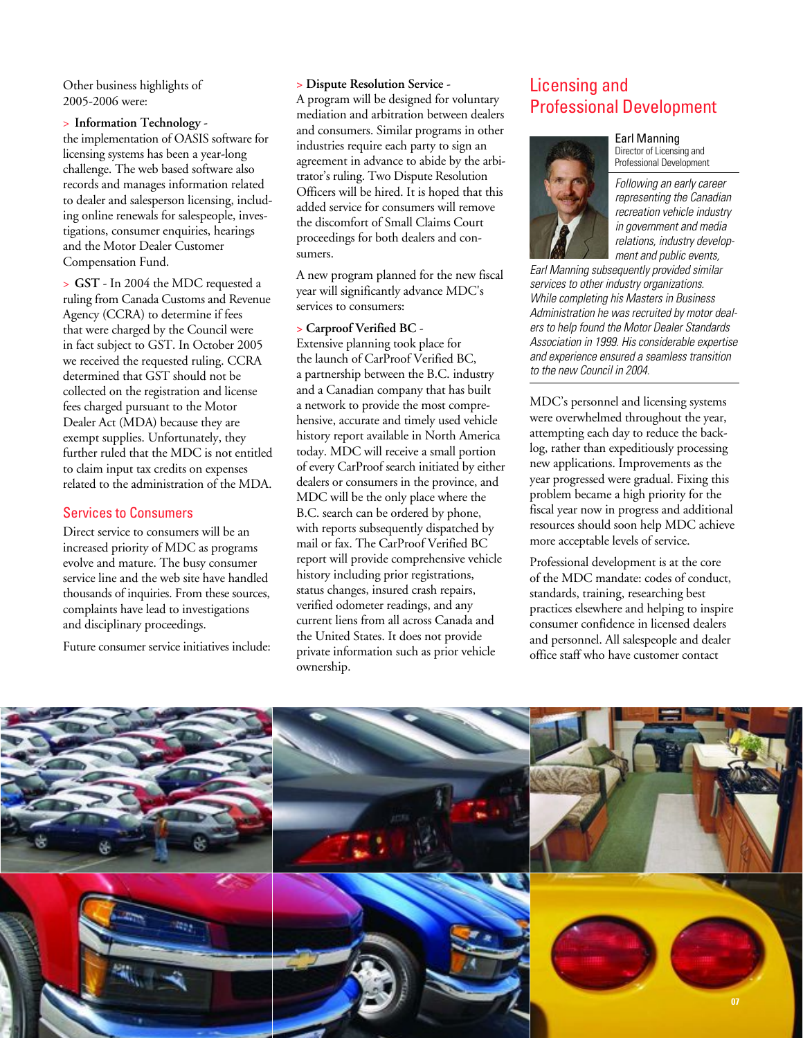Other business highlights of 2005-2006 were:

> **Information Technology** - the implementation of OASIS software for licensing systems has been a year-long challenge. The web based software also records and manages information related to dealer and salesperson licensing, including online renewals for salespeople, investigations, consumer enquiries, hearings and the Motor Dealer Customer Compensation Fund.

> **GST** - In 2004 the MDC requested a ruling from Canada Customs and Revenue Agency (CCRA) to determine if fees that were charged by the Council were in fact subject to GST. In October 2005 we received the requested ruling. CCRA determined that GST should not be collected on the registration and license fees charged pursuant to the Motor Dealer Act (MDA) because they are exempt supplies. Unfortunately, they further ruled that the MDC is not entitled to claim input tax credits on expenses related to the administration of the MDA.

## Services to Consumers

Direct service to consumers will be an increased priority of MDC as programs evolve and mature. The busy consumer service line and the web site have handled thousands of inquiries. From these sources, complaints have lead to investigations and disciplinary proceedings.

Future consumer service initiatives include:

> **Dispute Resolution Service** - A program will be designed for voluntary mediation and arbitration between dealers and consumers. Similar programs in other industries require each party to sign an agreement in advance to abide by the arbitrator's ruling. Two Dispute Resolution Officers will be hired. It is hoped that this added service for consumers will remove the discomfort of Small Claims Court proceedings for both dealers and consumers.

A new program planned for the new fiscal year will significantly advance MDC's services to consumers:

> **Carproof Verified BC** - Extensive planning took place for the launch of CarProof Verified BC, a partnership between the B.C. industry and a Canadian company that has built a network to provide the most comprehensive, accurate and timely used vehicle history report available in North America today. MDC will receive a small portion of every CarProof search initiated by either dealers or consumers in the province, and MDC will be the only place where the B.C. search can be ordered by phone, with reports subsequently dispatched by mail or fax. The CarProof Verified BC report will provide comprehensive vehicle history including prior registrations, status changes, insured crash repairs, verified odometer readings, and any current liens from all across Canada and the United States. It does not provide private information such as prior vehicle ownership.

## Licensing and Professional Development

Earl Manning
Director of Licensing and Professional Development

*Following an early career representing the Canadian recreation vehicle industry in government and media relations, industry development and public events, Earl Manning subsequently provided similar services to other industry organizations. While completing his Masters in Business Administration he was recruited by motor dealers to help found the Motor Dealer Standards Association in 1999. His considerable expertise and experience ensured a seamless transition to the new Council in 2004.*

MDC's personnel and licensing systems were overwhelmed throughout the year, attempting each day to reduce the backlog, rather than expeditiously processing new applications. Improvements as the year progressed were gradual. Fixing this problem became a high priority for the fiscal year now in progress and additional resources should soon help MDC achieve more acceptable levels of service.

Professional development is at the core of the MDC mandate: codes of conduct, standards, training, researching best practices elsewhere and helping to inspire consumer confidence in licensed dealers and personnel. All salespeople and dealer office staff who have customer contact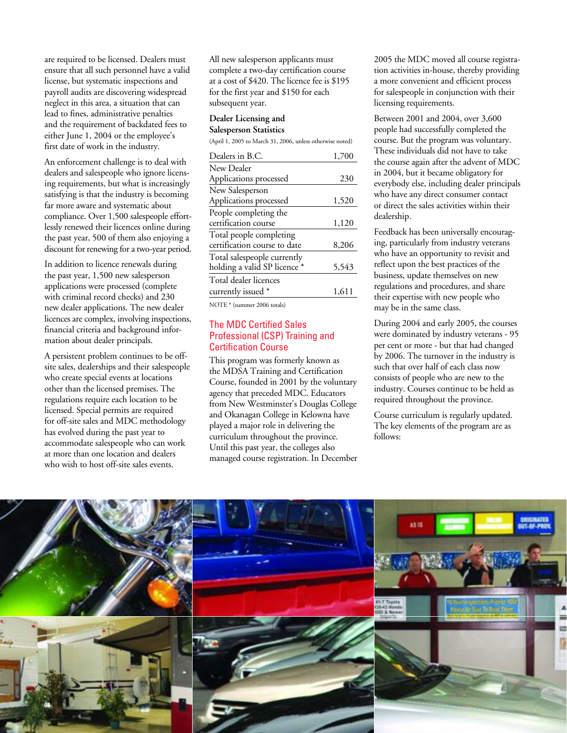are required to be licensed. Dealers must ensure that all such personnel have a valid license, but systematic inspections and payroll audits are discovering widespread neglect in this area, a situation that can lead to fines, administrative penalties and the requirement of backdated fees to either June 1, 2004 or the employee's first date of work in the industry.

An enforcement challenge is to deal with dealers and salespeople who ignore licensing requirements, but what is increasingly satisfying is that the industry is becoming far more aware and systematic about compliance. Over 1,500 salespeople effortlessly renewed their licences online during the past year, 500 of them also enjoying a discount for renewing for a two-year period.

In addition to licence renewals during the past year, 1,500 new salesperson applications were processed (complete with criminal record checks) and 230 new dealer applications. The new dealer licences are complex, involving inspections, financial criteria and background information about dealer principals.

A persistent problem continues to be off-site sales, dealerships and their salespeople who create special events at locations other than the licensed premises. The regulations require each location to be licensed. Special permits are required for off-site sales and MDC methodology has evolved during the past year to accommodate salespeople who can work at more than one location and dealers who wish to host off-site sales events.

All new salesperson applicants must complete a two-day certification course at a cost of $420. The licence fee is $195 for the first year and $150 for each subsequent year.

**Dealer Licensing and Salesperson Statistics**

(April 1, 2005 to March 31, 2006, unless otherwise noted)

| | |
|---|---|
| Dealers in B.C. | 1,700 |
| New Dealer Applications processed | 230 |
| New Salesperson Applications processed | 1,520 |
| People completing the certification course | 1,120 |
| Total people completing certification course to date | 8,206 |
| Total salespeople currently holding a valid SP licence * | 5,543 |
| Total dealer licences currently issued * | 1,611 |

NOTE * (summer 2006 totals)

## The MDC Certified Sales Professional (CSP) Training and Certification Course

This program was formerly known as the MDSA Training and Certification Course, founded in 2001 by the voluntary agency that preceded MDC. Educators from New Westminster's Douglas College and Okanagan College in Kelowna have played a major role in delivering the curriculum throughout the province. Until this past year, the colleges also managed course registration. In December 2005 the MDC moved all course registration activities in-house, thereby providing a more convenient and efficient process for salespeople in conjunction with their licensing requirements.

Between 2001 and 2004, over 3,600 people had successfully completed the course. But the program was voluntary. These individuals did not have to take the course again after the advent of MDC in 2004, but it became obligatory for everybody else, including dealer principals who have any direct consumer contact or direct the sales activities within their dealership.

Feedback has been universally encouraging, particularly from industry veterans who have an opportunity to revisit and reflect upon the best practices of the business, update themselves on new regulations and procedures, and share their expertise with new people who may be in the same class.

During 2004 and early 2005, the courses were dominated by industry veterans - 95 per cent or more - but that had changed by 2006. The turnover in the industry is such that over half of each class now consists of people who are new to the industry. Courses continue to be held as required throughout the province.

Course curriculum is regularly updated. The key elements of the program are as follows: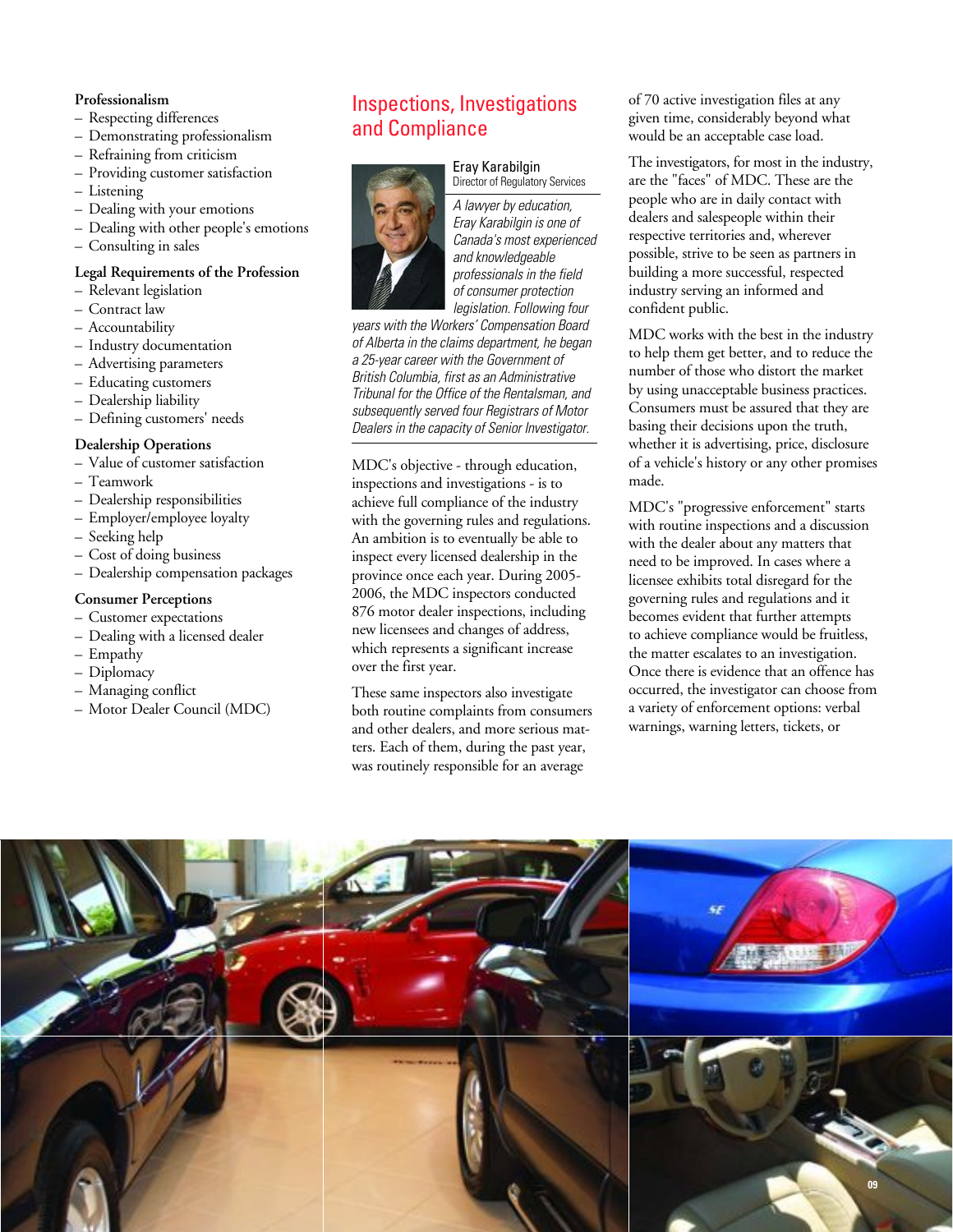**Professionalism**
- Respecting differences
- Demonstrating professionalism
- Refraining from criticism
- Providing customer satisfaction
- Listening
- Dealing with your emotions
- Dealing with other people's emotions
- Consulting in sales

**Legal Requirements of the Profession**
- Relevant legislation
- Contract law
- Accountability
- Industry documentation
- Advertising parameters
- Educating customers
- Dealership liability
- Defining customers' needs

**Dealership Operations**
- Value of customer satisfaction
- Teamwork
- Dealership responsibilities
- Employer/employee loyalty
- Seeking help
- Cost of doing business
- Dealership compensation packages

**Consumer Perceptions**
- Customer expectations
- Dealing with a licensed dealer
- Empathy
- Diplomacy
- Managing conflict
- Motor Dealer Council (MDC)

## Inspections, Investigations and Compliance

Eray Karabilgin
Director of Regulatory Services

*A lawyer by education, Eray Karabilgin is one of Canada's most experienced and knowledgeable professionals in the field of consumer protection legislation. Following four years with the Workers' Compensation Board of Alberta in the claims department, he began a 25-year career with the Government of British Columbia, first as an Administrative Tribunal for the Office of the Rentalsman, and subsequently served four Registrars of Motor Dealers in the capacity of Senior Investigator.*

MDC's objective - through education, inspections and investigations - is to achieve full compliance of the industry with the governing rules and regulations. An ambition is to eventually be able to inspect every licensed dealership in the province once each year. During 2005-2006, the MDC inspectors conducted 876 motor dealer inspections, including new licensees and changes of address, which represents a significant increase over the first year.

These same inspectors also investigate both routine complaints from consumers and other dealers, and more serious matters. Each of them, during the past year, was routinely responsible for an average of 70 active investigation files at any given time, considerably beyond what would be an acceptable case load.

The investigators, for most in the industry, are the "faces" of MDC. These are the people who are in daily contact with dealers and salespeople within their respective territories and, wherever possible, strive to be seen as partners in building a more successful, respected industry serving an informed and confident public.

MDC works with the best in the industry to help them get better, and to reduce the number of those who distort the market by using unacceptable business practices. Consumers must be assured that they are basing their decisions upon the truth, whether it is advertising, price, disclosure of a vehicle's history or any other promises made.

MDC's "progressive enforcement" starts with routine inspections and a discussion with the dealer about any matters that need to be improved. In cases where a licensee exhibits total disregard for the governing rules and regulations and it becomes evident that further attempts to achieve compliance would be fruitless, the matter escalates to an investigation. Once there is evidence that an offence has occurred, the investigator can choose from a variety of enforcement options: verbal warnings, warning letters, tickets, or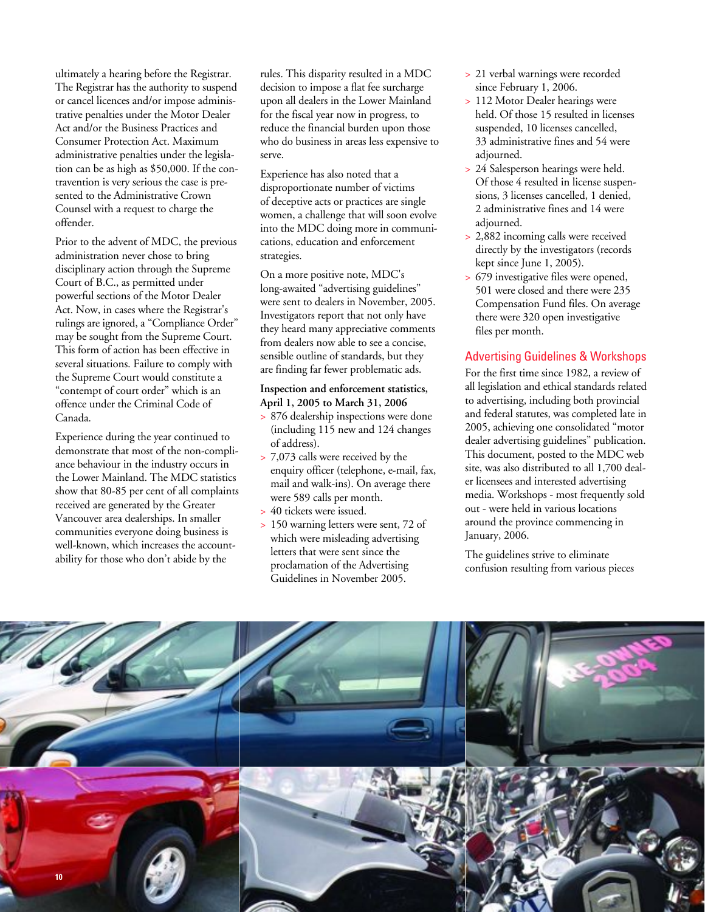ultimately a hearing before the Registrar. The Registrar has the authority to suspend or cancel licences and/or impose administrative penalties under the Motor Dealer Act and/or the Business Practices and Consumer Protection Act. Maximum administrative penalties under the legislation can be as high as $50,000. If the contravention is very serious the case is presented to the Administrative Crown Counsel with a request to charge the offender.

Prior to the advent of MDC, the previous administration never chose to bring disciplinary action through the Supreme Court of B.C., as permitted under powerful sections of the Motor Dealer Act. Now, in cases where the Registrar's rulings are ignored, a "Compliance Order" may be sought from the Supreme Court. This form of action has been effective in several situations. Failure to comply with the Supreme Court would constitute a "contempt of court order" which is an offence under the Criminal Code of Canada.

Experience during the year continued to demonstrate that most of the non-compliance behaviour in the industry occurs in the Lower Mainland. The MDC statistics show that 80-85 per cent of all complaints received are generated by the Greater Vancouver area dealerships. In smaller communities everyone doing business is well-known, which increases the accountability for those who don't abide by the rules. This disparity resulted in a MDC decision to impose a flat fee surcharge upon all dealers in the Lower Mainland for the fiscal year now in progress, to reduce the financial burden upon those who do business in areas less expensive to serve.

Experience has also noted that a disproportionate number of victims of deceptive acts or practices are single women, a challenge that will soon evolve into the MDC doing more in communications, education and enforcement strategies.

On a more positive note, MDC's long-awaited "advertising guidelines" were sent to dealers in November, 2005. Investigators report that not only have they heard many appreciative comments from dealers now able to see a concise, sensible outline of standards, but they are finding far fewer problematic ads.

**Inspection and enforcement statistics, April 1, 2005 to March 31, 2006**

- 876 dealership inspections were done (including 115 new and 124 changes of address).
- 7,073 calls were received by the enquiry officer (telephone, e-mail, fax, mail and walk-ins). On average there were 589 calls per month.
- 40 tickets were issued.
- 150 warning letters were sent, 72 of which were misleading advertising letters that were sent since the proclamation of the Advertising Guidelines in November 2005.
- 21 verbal warnings were recorded since February 1, 2006.
- 112 Motor Dealer hearings were held. Of those 15 resulted in licenses suspended, 10 licenses cancelled, 33 administrative fines and 54 were adjourned.
- 24 Salesperson hearings were held. Of those 4 resulted in license suspensions, 3 licenses cancelled, 1 denied, 2 administrative fines and 14 were adjourned.
- 2,882 incoming calls were received directly by the investigators (records kept since June 1, 2005).
- 679 investigative files were opened, 501 were closed and there were 235 Compensation Fund files. On average there were 320 open investigative files per month.

## Advertising Guidelines & Workshops

For the first time since 1982, a review of all legislation and ethical standards related to advertising, including both provincial and federal statutes, was completed late in 2005, achieving one consolidated "motor dealer advertising guidelines" publication. This document, posted to the MDC web site, was also distributed to all 1,700 dealer licensees and interested advertising media. Workshops - most frequently sold out - were held in various locations around the province commencing in January, 2006.

The guidelines strive to eliminate confusion resulting from various pieces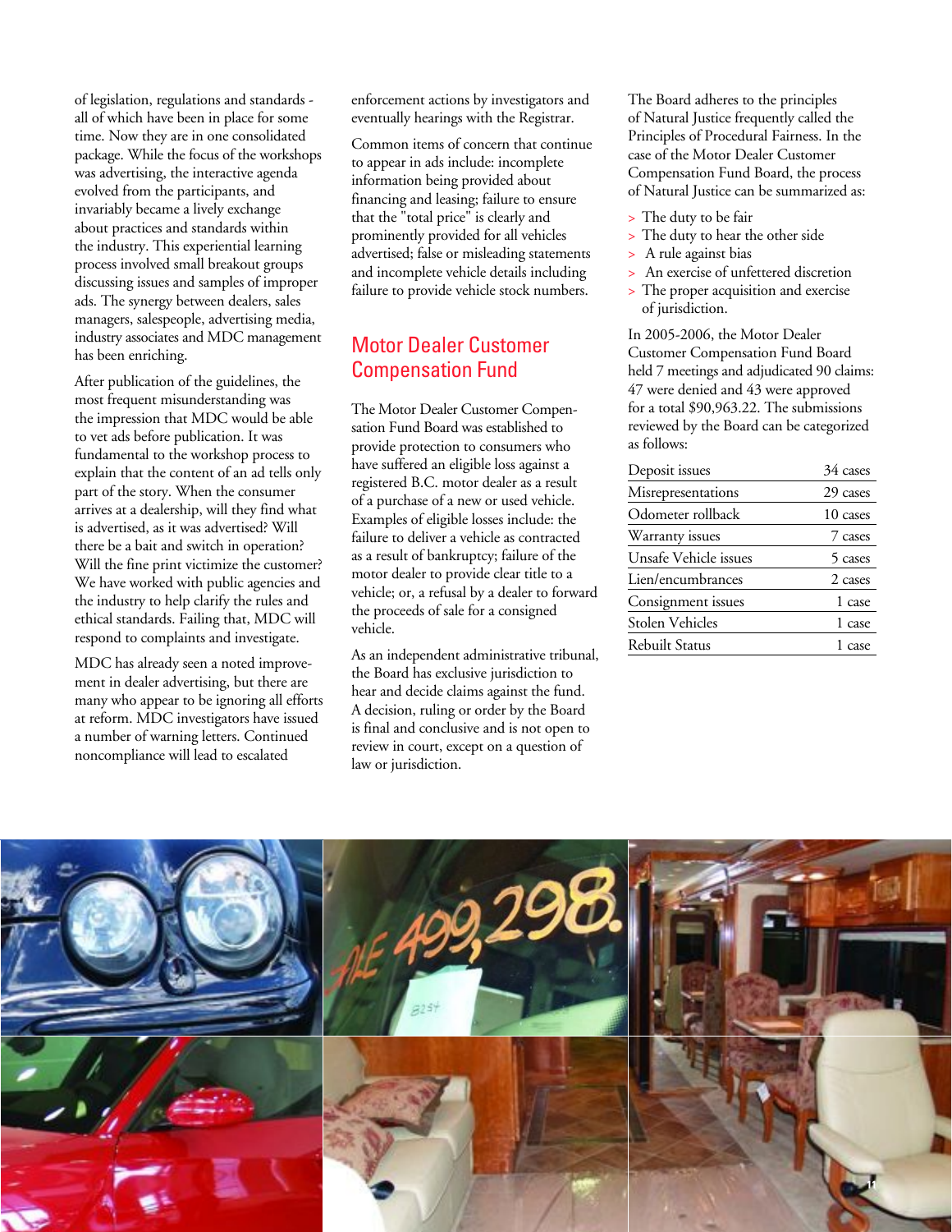of legislation, regulations and standards - all of which have been in place for some time. Now they are in one consolidated package. While the focus of the workshops was advertising, the interactive agenda evolved from the participants, and invariably became a lively exchange about practices and standards within the industry. This experiential learning process involved small breakout groups discussing issues and samples of improper ads. The synergy between dealers, sales managers, salespeople, advertising media, industry associates and MDC management has been enriching.

After publication of the guidelines, the most frequent misunderstanding was the impression that MDC would be able to vet ads before publication. It was fundamental to the workshop process to explain that the content of an ad tells only part of the story. When the consumer arrives at a dealership, will they find what is advertised, as it was advertised? Will there be a bait and switch in operation? Will the fine print victimize the customer? We have worked with public agencies and the industry to help clarify the rules and ethical standards. Failing that, MDC will respond to complaints and investigate.

MDC has already seen a noted improvement in dealer advertising, but there are many who appear to be ignoring all efforts at reform. MDC investigators have issued a number of warning letters. Continued noncompliance will lead to escalated enforcement actions by investigators and eventually hearings with the Registrar.

Common items of concern that continue to appear in ads include: incomplete information being provided about financing and leasing; failure to ensure that the "total price" is clearly and prominently provided for all vehicles advertised; false or misleading statements and incomplete vehicle details including failure to provide vehicle stock numbers.

## Motor Dealer Customer Compensation Fund

The Motor Dealer Customer Compensation Fund Board was established to provide protection to consumers who have suffered an eligible loss against a registered B.C. motor dealer as a result of a purchase of a new or used vehicle. Examples of eligible losses include: the failure to deliver a vehicle as contracted as a result of bankruptcy; failure of the motor dealer to provide clear title to a vehicle; or, a refusal by a dealer to forward the proceeds of sale for a consigned vehicle.

As an independent administrative tribunal, the Board has exclusive jurisdiction to hear and decide claims against the fund. A decision, ruling or order by the Board is final and conclusive and is not open to review in court, except on a question of law or jurisdiction.

The Board adheres to the principles of Natural Justice frequently called the Principles of Procedural Fairness. In the case of the Motor Dealer Customer Compensation Fund Board, the process of Natural Justice can be summarized as:

- The duty to be fair
- The duty to hear the other side
- A rule against bias
- An exercise of unfettered discretion
- The proper acquisition and exercise of jurisdiction.

In 2005-2006, the Motor Dealer Customer Compensation Fund Board held 7 meetings and adjudicated 90 claims: 47 were denied and 43 were approved for a total $90,963.22. The submissions reviewed by the Board can be categorized as follows:

| | |
|---|---|
| Deposit issues | 34 cases |
| Misrepresentations | 29 cases |
| Odometer rollback | 10 cases |
| Warranty issues | 7 cases |
| Unsafe Vehicle issues | 5 cases |
| Lien/encumbrances | 2 cases |
| Consignment issues | 1 case |
| Stolen Vehicles | 1 case |
| Rebuilt Status | 1 case |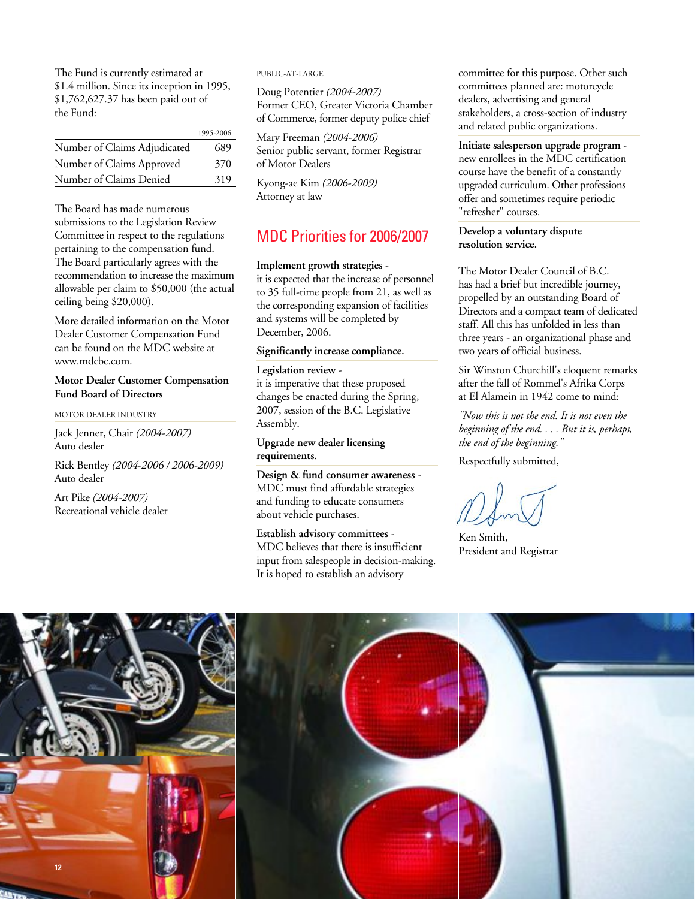The Fund is currently estimated at $1.4 million. Since its inception in 1995, $1,762,627.37 has been paid out of the Fund:

| | 1995-2006 |
|---|---|
| Number of Claims Adjudicated | 689 |
| Number of Claims Approved | 370 |
| Number of Claims Denied | 319 |

The Board has made numerous submissions to the Legislation Review Committee in respect to the regulations pertaining to the compensation fund. The Board particularly agrees with the recommendation to increase the maximum allowable per claim to $50,000 (the actual ceiling being $20,000).

More detailed information on the Motor Dealer Customer Compensation Fund can be found on the MDC website at www.mdcbc.com.

**Motor Dealer Customer Compensation Fund Board of Directors**

MOTOR DEALER INDUSTRY

Jack Jenner, Chair *(2004-2007)*
Auto dealer

Rick Bentley *(2004-2006 / 2006-2009)*
Auto dealer

Art Pike *(2004-2007)*
Recreational vehicle dealer

PUBLIC-AT-LARGE

Doug Potentier *(2004-2007)*
Former CEO, Greater Victoria Chamber of Commerce, former deputy police chief

Mary Freeman *(2004-2006)*
Senior public servant, former Registrar of Motor Dealers

Kyong-ae Kim *(2006-2009)*
Attorney at law

## MDC Priorities for 2006/2007

**Implement growth strategies** - it is expected that the increase of personnel to 35 full-time people from 21, as well as the corresponding expansion of facilities and systems will be completed by December, 2006.

**Significantly increase compliance.**

**Legislation review** - it is imperative that these proposed changes be enacted during the Spring, 2007, session of the B.C. Legislative Assembly.

**Upgrade new dealer licensing requirements.**

**Design & fund consumer awareness** - MDC must find affordable strategies and funding to educate consumers about vehicle purchases.

**Establish advisory committees** - MDC believes that there is insufficient input from salespeople in decision-making. It is hoped to establish an advisory committee for this purpose. Other such committees planned are: motorcycle dealers, advertising and general stakeholders, a cross-section of industry and related public organizations.

**Initiate salesperson upgrade program** - new enrollees in the MDC certification course have the benefit of a constantly upgraded curriculum. Other professions offer and sometimes require periodic "refresher" courses.

**Develop a voluntary dispute resolution service.**

The Motor Dealer Council of B.C. has had a brief but incredible journey, propelled by an outstanding Board of Directors and a compact team of dedicated staff. All this has unfolded in less than three years - an organizational phase and two years of official business.

Sir Winston Churchill's eloquent remarks after the fall of Rommel's Afrika Corps at El Alamein in 1942 come to mind:

*"Now this is not the end. It is not even the beginning of the end. . . . But it is, perhaps, the end of the beginning."*

Respectfully submitted,

Ken Smith,
President and Registrar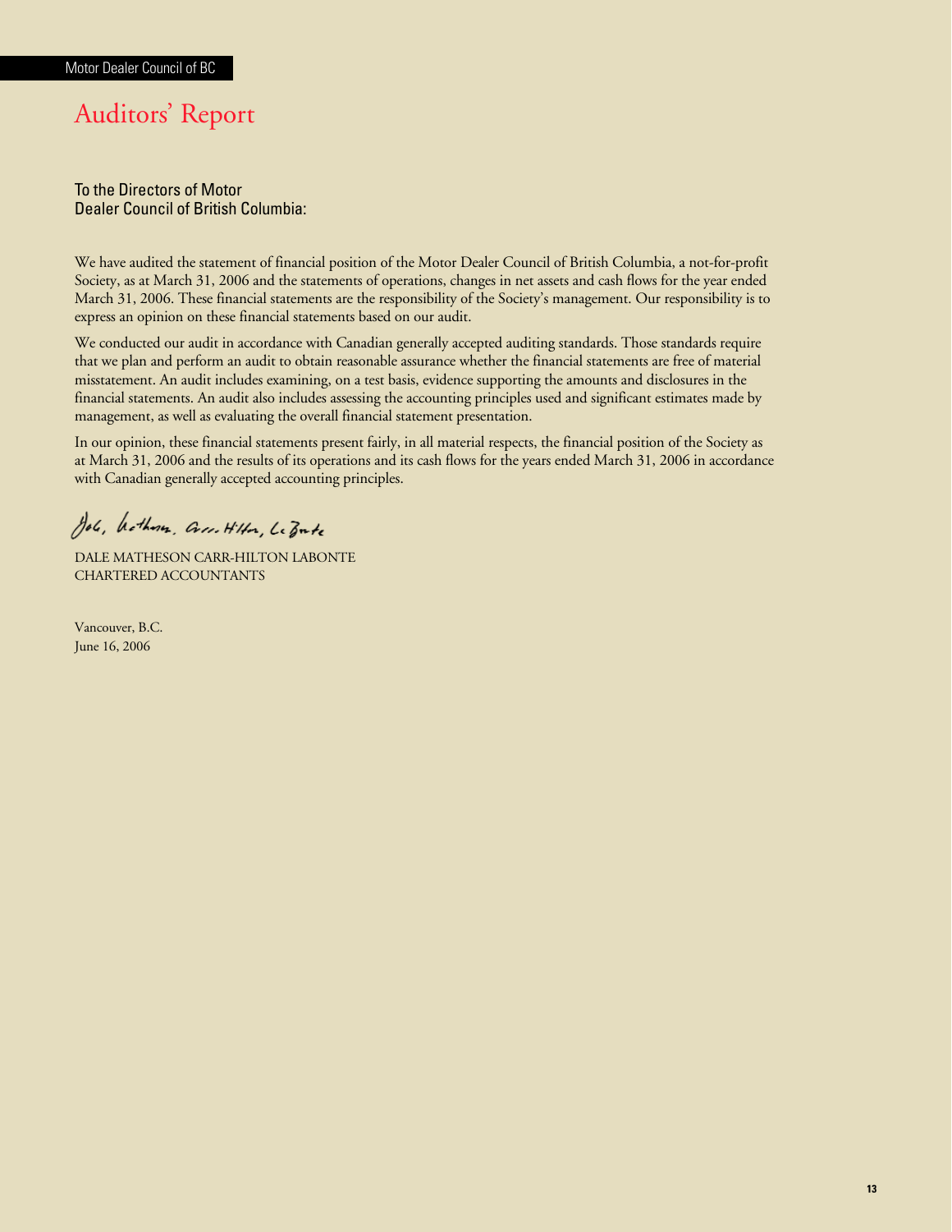# Auditors' Report

To the Directors of Motor
Dealer Council of British Columbia:

We have audited the statement of financial position of the Motor Dealer Council of British Columbia, a not-for-profit Society, as at March 31, 2006 and the statements of operations, changes in net assets and cash flows for the year ended March 31, 2006. These financial statements are the responsibility of the Society's management. Our responsibility is to express an opinion on these financial statements based on our audit.

We conducted our audit in accordance with Canadian generally accepted auditing standards. Those standards require that we plan and perform an audit to obtain reasonable assurance whether the financial statements are free of material misstatement. An audit includes examining, on a test basis, evidence supporting the amounts and disclosures in the financial statements. An audit also includes assessing the accounting principles used and significant estimates made by management, as well as evaluating the overall financial statement presentation.

In our opinion, these financial statements present fairly, in all material respects, the financial position of the Society as at March 31, 2006 and the results of its operations and its cash flows for the years ended March 31, 2006 in accordance with Canadian generally accepted accounting principles.

DALE MATHESON CARR-HILTON LABONTE
CHARTERED ACCOUNTANTS

Vancouver, B.C.
June 16, 2006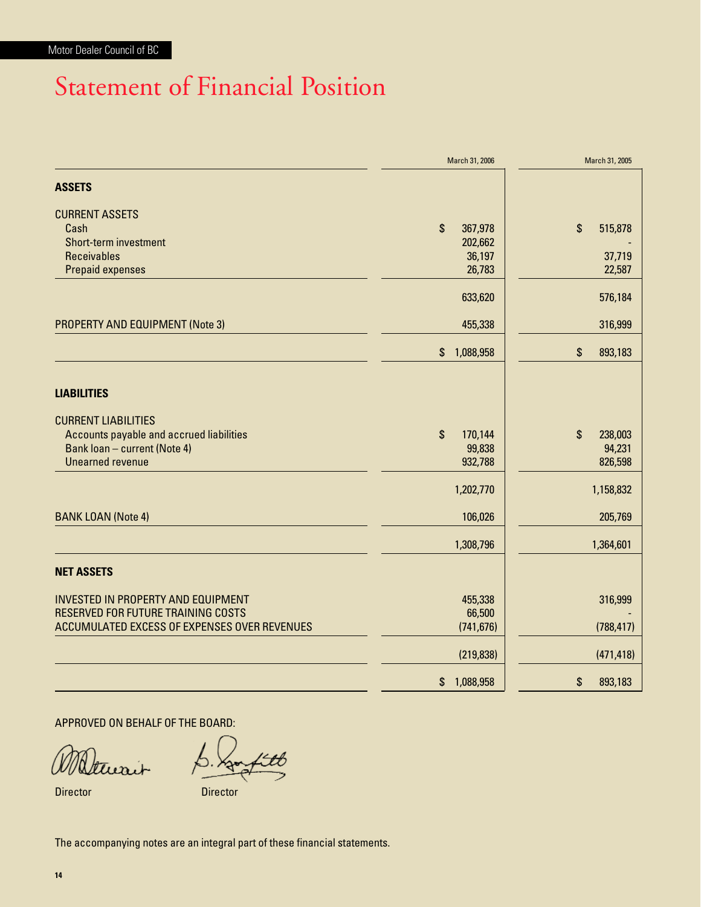# Statement of Financial Position

| | March 31, 2006 | March 31, 2005 |
|---|---|---|
| **ASSETS** | | |
| CURRENT ASSETS | | |
| Cash | $ 367,978 | $ 515,878 |
| Short-term investment | 202,662 | - |
| Receivables | 36,197 | 37,719 |
| Prepaid expenses | 26,783 | 22,587 |
| | 633,620 | 576,184 |
| PROPERTY AND EQUIPMENT (Note 3) | 455,338 | 316,999 |
| | $ 1,088,958 | $ 893,183 |
| **LIABILITIES** | | |
| CURRENT LIABILITIES | | |
| Accounts payable and accrued liabilities | $ 170,144 | $ 238,003 |
| Bank loan – current (Note 4) | 99,838 | 94,231 |
| Unearned revenue | 932,788 | 826,598 |
| | 1,202,770 | 1,158,832 |
| BANK LOAN (Note 4) | 106,026 | 205,769 |
| | 1,308,796 | 1,364,601 |
| **NET ASSETS** | | |
| INVESTED IN PROPERTY AND EQUIPMENT | 455,338 | 316,999 |
| RESERVED FOR FUTURE TRAINING COSTS | 66,500 | - |
| ACCUMULATED EXCESS OF EXPENSES OVER REVENUES | (741,676) | (788,417) |
| | (219,838) | (471,418) |
| | $ 1,088,958 | $ 893,183 |

APPROVED ON BEHALF OF THE BOARD:

Director Director

The accompanying notes are an integral part of these financial statements.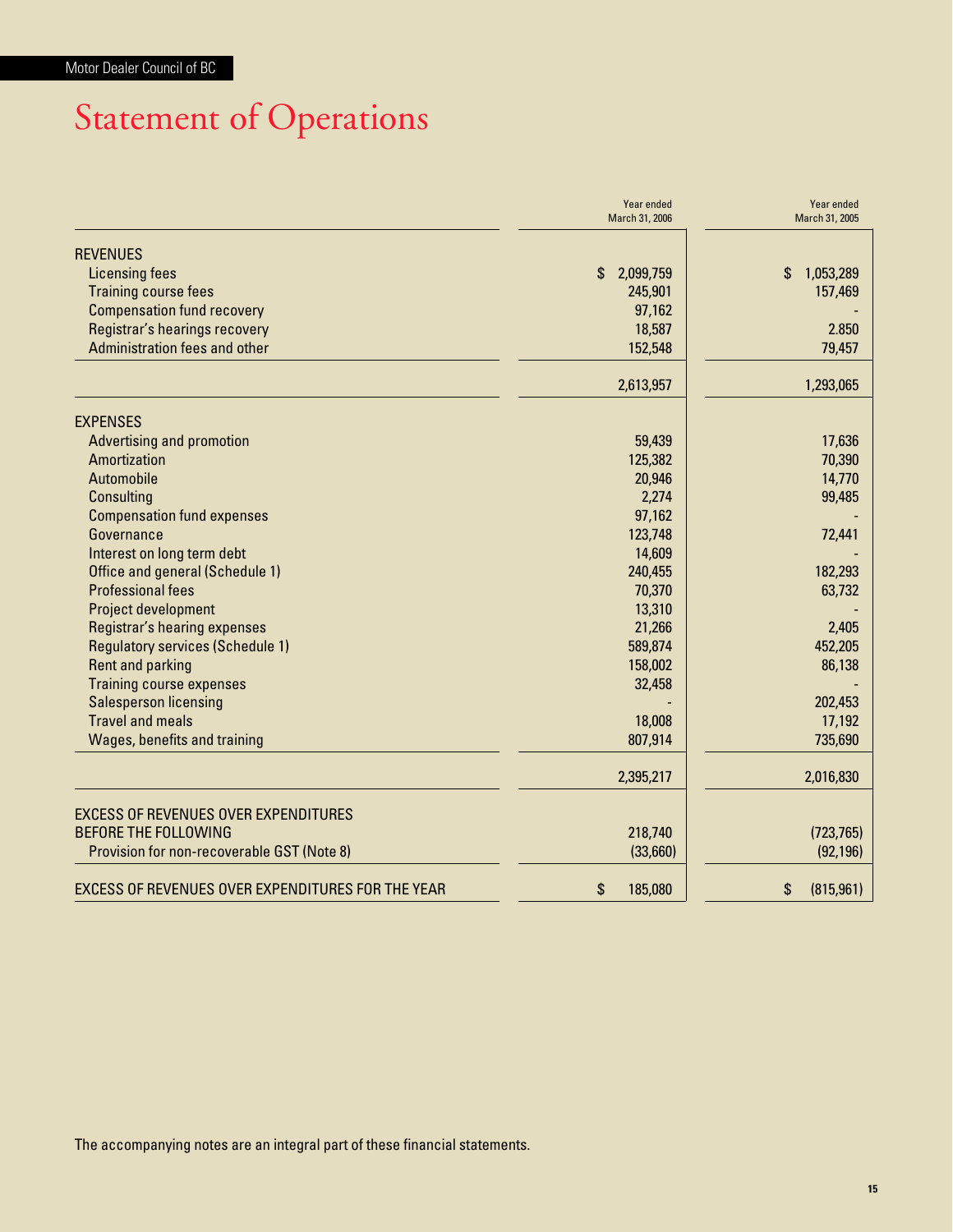# Statement of Operations

| | Year ended March 31, 2006 | Year ended March 31, 2005 |
|---|---|---|
| **REVENUES** | | |
| Licensing fees | $ 2,099,759 | $ 1,053,289 |
| Training course fees | 245,901 | 157,469 |
| Compensation fund recovery | 97,162 | - |
| Registrar's hearings recovery | 18,587 | 2.850 |
| Administration fees and other | 152,548 | 79,457 |
| | 2,613,957 | 1,293,065 |
| **EXPENSES** | | |
| Advertising and promotion | 59,439 | 17,636 |
| Amortization | 125,382 | 70,390 |
| Automobile | 20,946 | 14,770 |
| Consulting | 2,274 | 99,485 |
| Compensation fund expenses | 97,162 | - |
| Governance | 123,748 | 72,441 |
| Interest on long term debt | 14,609 | - |
| Office and general (Schedule 1) | 240,455 | 182,293 |
| Professional fees | 70,370 | 63,732 |
| Project development | 13,310 | - |
| Registrar's hearing expenses | 21,266 | 2,405 |
| Regulatory services (Schedule 1) | 589,874 | 452,205 |
| Rent and parking | 158,002 | 86,138 |
| Training course expenses | 32,458 | - |
| Salesperson licensing | - | 202,453 |
| Travel and meals | 18,008 | 17,192 |
| Wages, benefits and training | 807,914 | 735,690 |
| | 2,395,217 | 2,016,830 |
| EXCESS OF REVENUES OVER EXPENDITURES BEFORE THE FOLLOWING | 218,740 | (723,765) |
| Provision for non-recoverable GST (Note 8) | (33,660) | (92,196) |
| EXCESS OF REVENUES OVER EXPENDITURES FOR THE YEAR | $ 185,080 | $ (815,961) |

The accompanying notes are an integral part of these financial statements.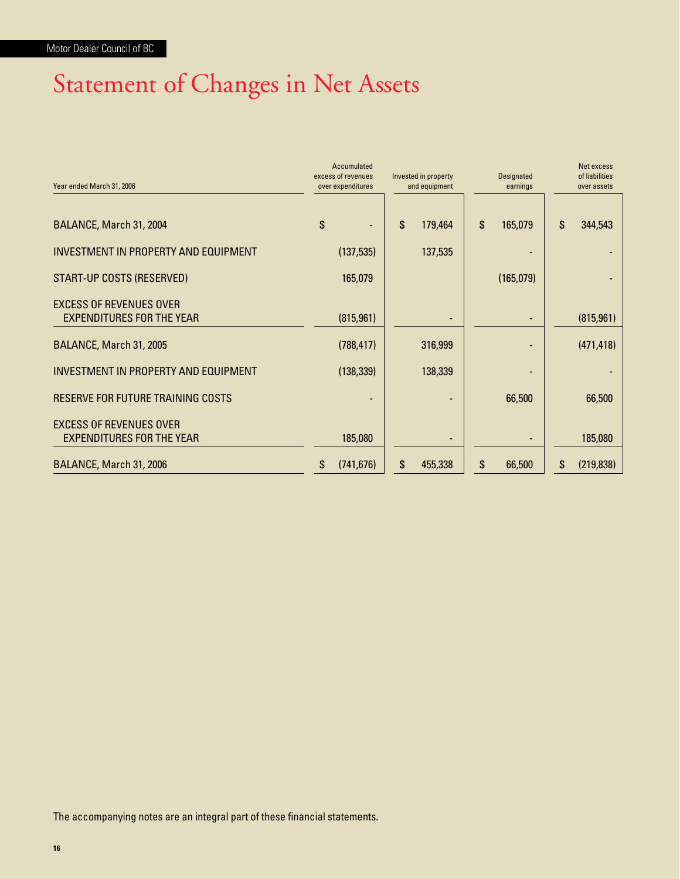# Statement of Changes in Net Assets

| Year ended March 31, 2006 | Accumulated excess of revenues over expenditures | Invested in property and equipment | Designated earnings | Net excess of liabilities over assets |
|---|---|---|---|---|
| BALANCE, March 31, 2004 | $ - | $ 179,464 | $ 165,079 | $ 344,543 |
| INVESTMENT IN PROPERTY AND EQUIPMENT | (137,535) | 137,535 | - | - |
| START-UP COSTS (RESERVED) | 165,079 | | (165,079) | - |
| EXCESS OF REVENUES OVER EXPENDITURES FOR THE YEAR | (815,961) | - | - | (815,961) |
| BALANCE, March 31, 2005 | (788,417) | 316,999 | - | (471,418) |
| INVESTMENT IN PROPERTY AND EQUIPMENT | (138,339) | 138,339 | - | - |
| RESERVE FOR FUTURE TRAINING COSTS | - | - | 66,500 | 66,500 |
| EXCESS OF REVENUES OVER EXPENDITURES FOR THE YEAR | 185,080 | - | - | 185,080 |
| BALANCE, March 31, 2006 | $ (741,676) | $ 455,338 | $ 66,500 | $ (219,838) |

The accompanying notes are an integral part of these financial statements.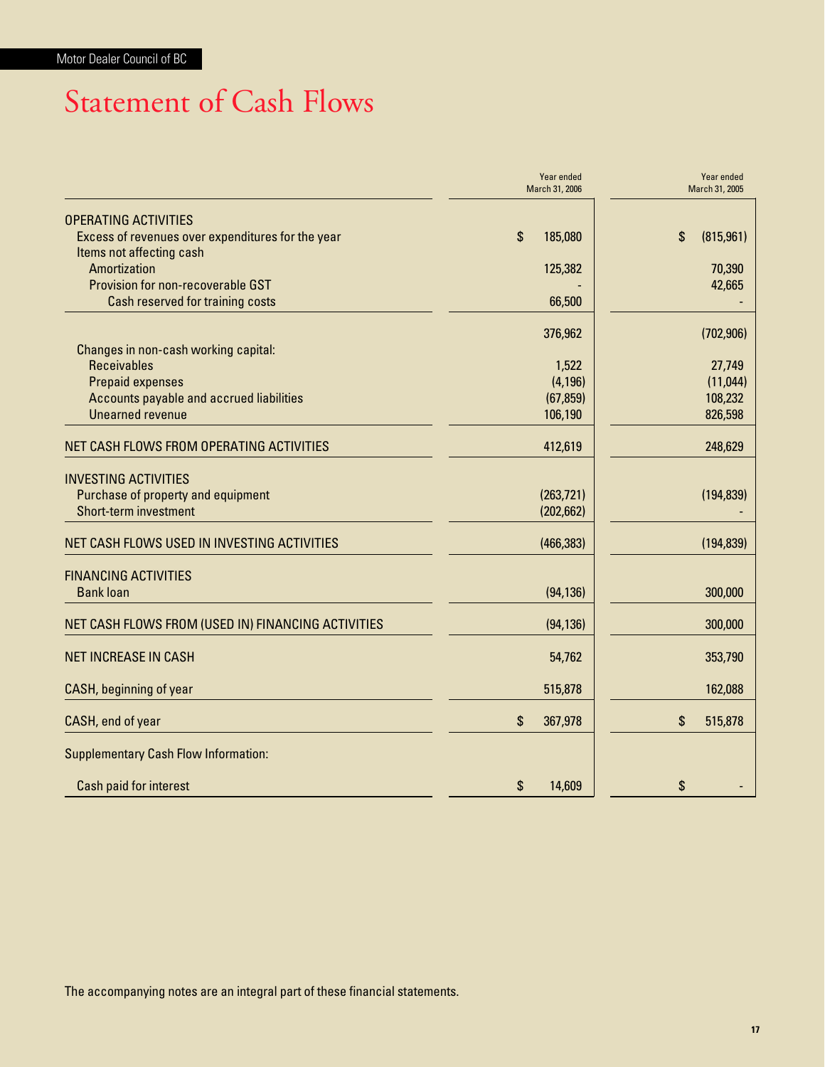# Statement of Cash Flows

| | Year ended March 31, 2006 | Year ended March 31, 2005 |
|---|---|---|
| OPERATING ACTIVITIES | | |
| Excess of revenues over expenditures for the year | $ 185,080 | $ (815,961) |
| Items not affecting cash | | |
| Amortization | 125,382 | 70,390 |
| Provision for non-recoverable GST | - | 42,665 |
| Cash reserved for training costs | 66,500 | - |
| | 376,962 | (702,906) |
| Changes in non-cash working capital: | | |
| Receivables | 1,522 | 27,749 |
| Prepaid expenses | (4,196) | (11,044) |
| Accounts payable and accrued liabilities | (67,859) | 108,232 |
| Unearned revenue | 106,190 | 826,598 |
| NET CASH FLOWS FROM OPERATING ACTIVITIES | 412,619 | 248,629 |
| INVESTING ACTIVITIES | | |
| Purchase of property and equipment | (263,721) | (194,839) |
| Short-term investment | (202,662) | - |
| NET CASH FLOWS USED IN INVESTING ACTIVITIES | (466,383) | (194,839) |
| FINANCING ACTIVITIES | | |
| Bank loan | (94,136) | 300,000 |
| NET CASH FLOWS FROM (USED IN) FINANCING ACTIVITIES | (94,136) | 300,000 |
| NET INCREASE IN CASH | 54,762 | 353,790 |
| CASH, beginning of year | 515,878 | 162,088 |
| CASH, end of year | $ 367,978 | $ 515,878 |
| Supplementary Cash Flow Information: | | |
| Cash paid for interest | $ 14,609 | $ - |

The accompanying notes are an integral part of these financial statements.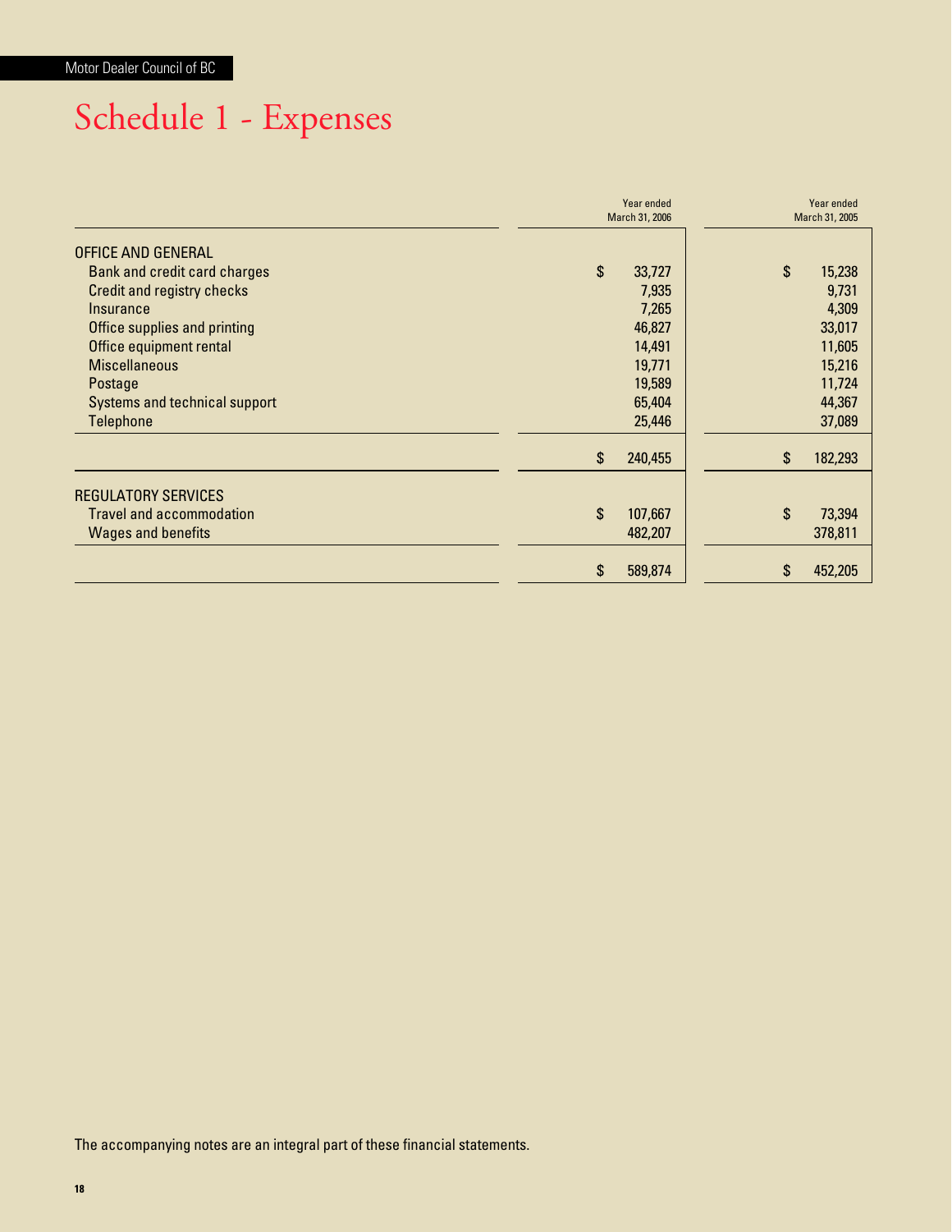# Schedule 1 - Expenses

| | Year ended March 31, 2006 | Year ended March 31, 2005 |
|---|---|---|
| OFFICE AND GENERAL | | |
| Bank and credit card charges | $ 33,727 | $ 15,238 |
| Credit and registry checks | 7,935 | 9,731 |
| Insurance | 7,265 | 4,309 |
| Office supplies and printing | 46,827 | 33,017 |
| Office equipment rental | 14,491 | 11,605 |
| Miscellaneous | 19,771 | 15,216 |
| Postage | 19,589 | 11,724 |
| Systems and technical support | 65,404 | 44,367 |
| Telephone | 25,446 | 37,089 |
| | $ 240,455 | $ 182,293 |
| REGULATORY SERVICES | | |
| Travel and accommodation | $ 107,667 | $ 73,394 |
| Wages and benefits | 482,207 | 378,811 |
| | $ 589,874 | $ 452,205 |

The accompanying notes are an integral part of these financial statements.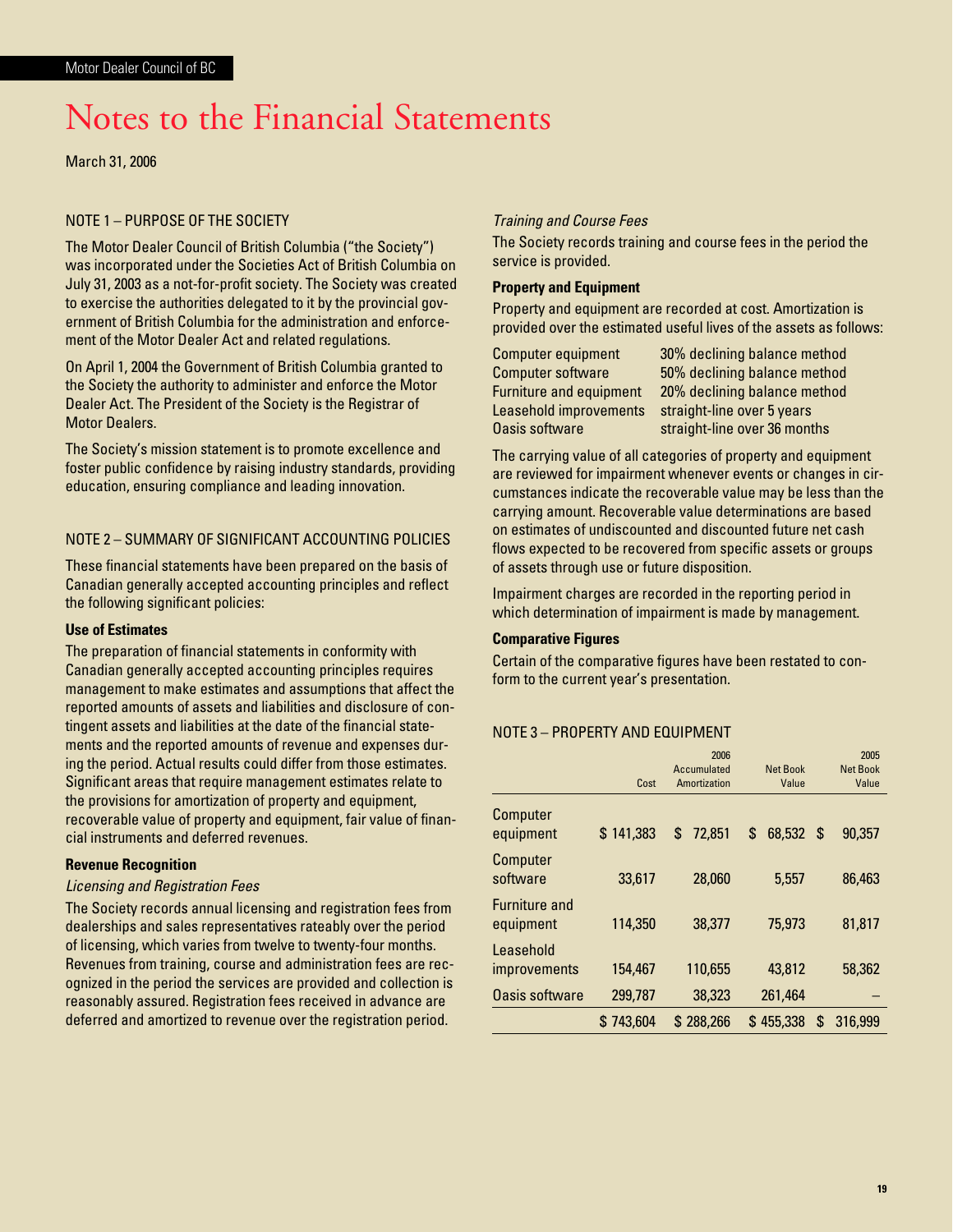# Notes to the Financial Statements

March 31, 2006

## NOTE 1 – PURPOSE OF THE SOCIETY

The Motor Dealer Council of British Columbia ("the Society") was incorporated under the Societies Act of British Columbia on July 31, 2003 as a not-for-profit society. The Society was created to exercise the authorities delegated to it by the provincial government of British Columbia for the administration and enforcement of the Motor Dealer Act and related regulations.

On April 1, 2004 the Government of British Columbia granted to the Society the authority to administer and enforce the Motor Dealer Act. The President of the Society is the Registrar of Motor Dealers.

The Society's mission statement is to promote excellence and foster public confidence by raising industry standards, providing education, ensuring compliance and leading innovation.

## NOTE 2 – SUMMARY OF SIGNIFICANT ACCOUNTING POLICIES

These financial statements have been prepared on the basis of Canadian generally accepted accounting principles and reflect the following significant policies:

**Use of Estimates**

The preparation of financial statements in conformity with Canadian generally accepted accounting principles requires management to make estimates and assumptions that affect the reported amounts of assets and liabilities and disclosure of contingent assets and liabilities at the date of the financial statements and the reported amounts of revenue and expenses during the period. Actual results could differ from those estimates. Significant areas that require management estimates relate to the provisions for amortization of property and equipment, recoverable value of property and equipment, fair value of financial instruments and deferred revenues.

**Revenue Recognition**

*Licensing and Registration Fees*

The Society records annual licensing and registration fees from dealerships and sales representatives rateably over the period of licensing, which varies from twelve to twenty-four months. Revenues from training, course and administration fees are recognized in the period the services are provided and collection is reasonably assured. Registration fees received in advance are deferred and amortized to revenue over the registration period.

*Training and Course Fees*

The Society records training and course fees in the period the service is provided.

**Property and Equipment**

Property and equipment are recorded at cost. Amortization is provided over the estimated useful lives of the assets as follows:

| | |
|---|---|
| Computer equipment | 30% declining balance method |
| Computer software | 50% declining balance method |
| Furniture and equipment | 20% declining balance method |
| Leasehold improvements | straight-line over 5 years |
| Oasis software | straight-line over 36 months |

The carrying value of all categories of property and equipment are reviewed for impairment whenever events or changes in circumstances indicate the recoverable value may be less than the carrying amount. Recoverable value determinations are based on estimates of undiscounted and discounted future net cash flows expected to be recovered from specific assets or groups of assets through use or future disposition.

Impairment charges are recorded in the reporting period in which determination of impairment is made by management.

**Comparative Figures**

Certain of the comparative figures have been restated to conform to the current year's presentation.

## NOTE 3 – PROPERTY AND EQUIPMENT

| | Cost | 2006 Accumulated Amortization | Net Book Value | 2005 Net Book Value |
|---|---|---|---|---|
| Computer equipment | $ 141,383 | $ 72,851 | $ 68,532 | $ 90,357 |
| Computer software | 33,617 | 28,060 | 5,557 | 86,463 |
| Furniture and equipment | 114,350 | 38,377 | 75,973 | 81,817 |
| Leasehold improvements | 154,467 | 110,655 | 43,812 | 58,362 |
| Oasis software | 299,787 | 38,323 | 261,464 | – |
| | $ 743,604 | $ 288,266 | $ 455,338 | $ 316,999 |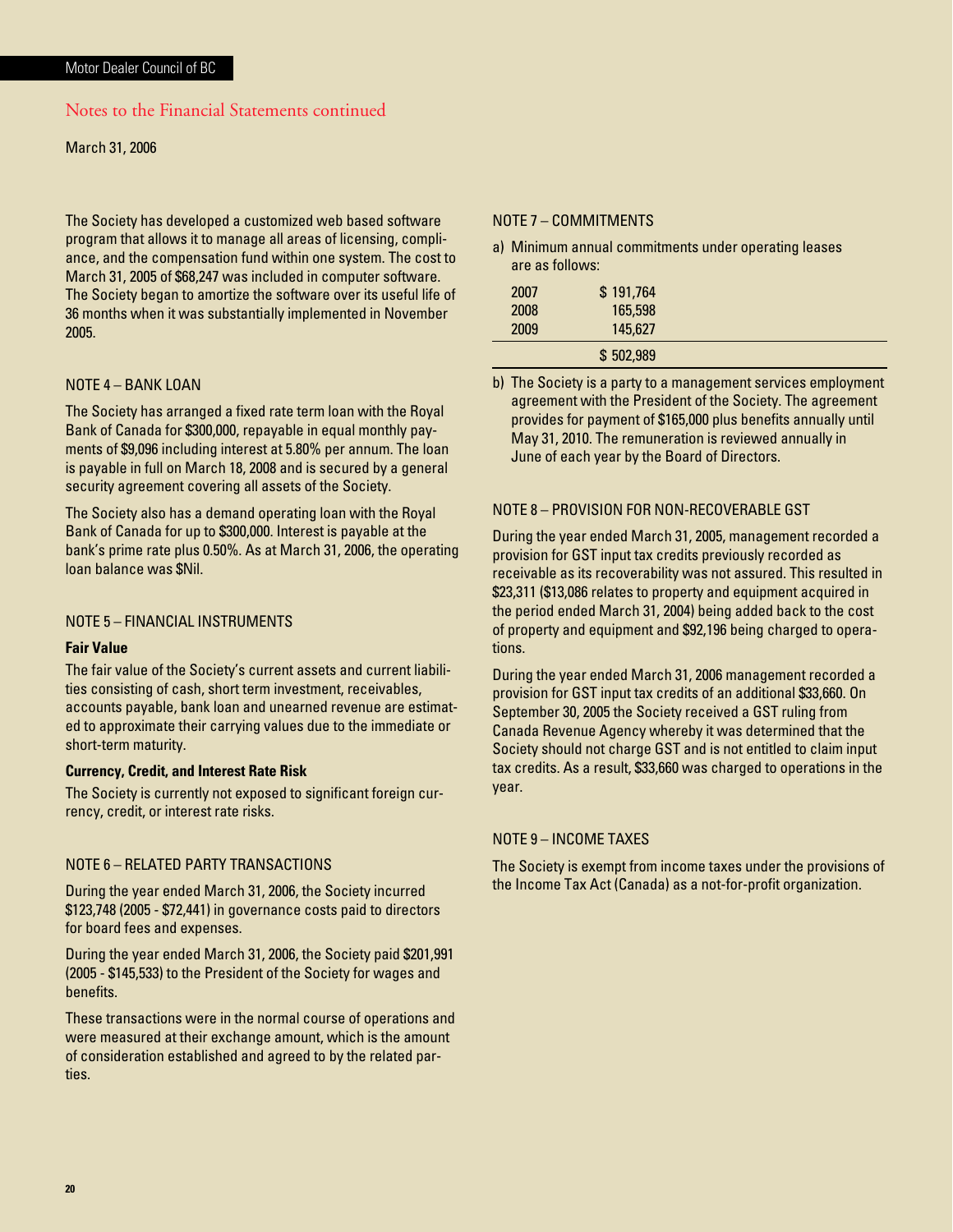## Notes to the Financial Statements continued

March 31, 2006

The Society has developed a customized web based software program that allows it to manage all areas of licensing, compliance, and the compensation fund within one system. The cost to March 31, 2005 of $68,247 was included in computer software. The Society began to amortize the software over its useful life of 36 months when it was substantially implemented in November 2005.

### NOTE 4 – BANK LOAN

The Society has arranged a fixed rate term loan with the Royal Bank of Canada for $300,000, repayable in equal monthly payments of $9,096 including interest at 5.80% per annum. The loan is payable in full on March 18, 2008 and is secured by a general security agreement covering all assets of the Society.

The Society also has a demand operating loan with the Royal Bank of Canada for up to $300,000. Interest is payable at the bank's prime rate plus 0.50%. As at March 31, 2006, the operating loan balance was $Nil.

### NOTE 5 – FINANCIAL INSTRUMENTS

**Fair Value**

The fair value of the Society's current assets and current liabilities consisting of cash, short term investment, receivables, accounts payable, bank loan and unearned revenue are estimated to approximate their carrying values due to the immediate or short-term maturity.

**Currency, Credit, and Interest Rate Risk**

The Society is currently not exposed to significant foreign currency, credit, or interest rate risks.

### NOTE 6 – RELATED PARTY TRANSACTIONS

During the year ended March 31, 2006, the Society incurred $123,748 (2005 - $72,441) in governance costs paid to directors for board fees and expenses.

During the year ended March 31, 2006, the Society paid $201,991 (2005 - $145,533) to the President of the Society for wages and benefits.

These transactions were in the normal course of operations and were measured at their exchange amount, which is the amount of consideration established and agreed to by the related parties.

### NOTE 7 – COMMITMENTS

a) Minimum annual commitments under operating leases are as follows:

| | |
|---|---|
| 2007 | $ 191,764 |
| 2008 | 165,598 |
| 2009 | 145,627 |
| | $ 502,989 |

b) The Society is a party to a management services employment agreement with the President of the Society. The agreement provides for payment of $165,000 plus benefits annually until May 31, 2010. The remuneration is reviewed annually in June of each year by the Board of Directors.

### NOTE 8 – PROVISION FOR NON-RECOVERABLE GST

During the year ended March 31, 2005, management recorded a provision for GST input tax credits previously recorded as receivable as its recoverability was not assured. This resulted in $23,311 ($13,086 relates to property and equipment acquired in the period ended March 31, 2004) being added back to the cost of property and equipment and $92,196 being charged to operations.

During the year ended March 31, 2006 management recorded a provision for GST input tax credits of an additional $33,660. On September 30, 2005 the Society received a GST ruling from Canada Revenue Agency whereby it was determined that the Society should not charge GST and is not entitled to claim input tax credits. As a result, $33,660 was charged to operations in the year.

### NOTE 9 – INCOME TAXES

The Society is exempt from income taxes under the provisions of the Income Tax Act (Canada) as a not-for-profit organization.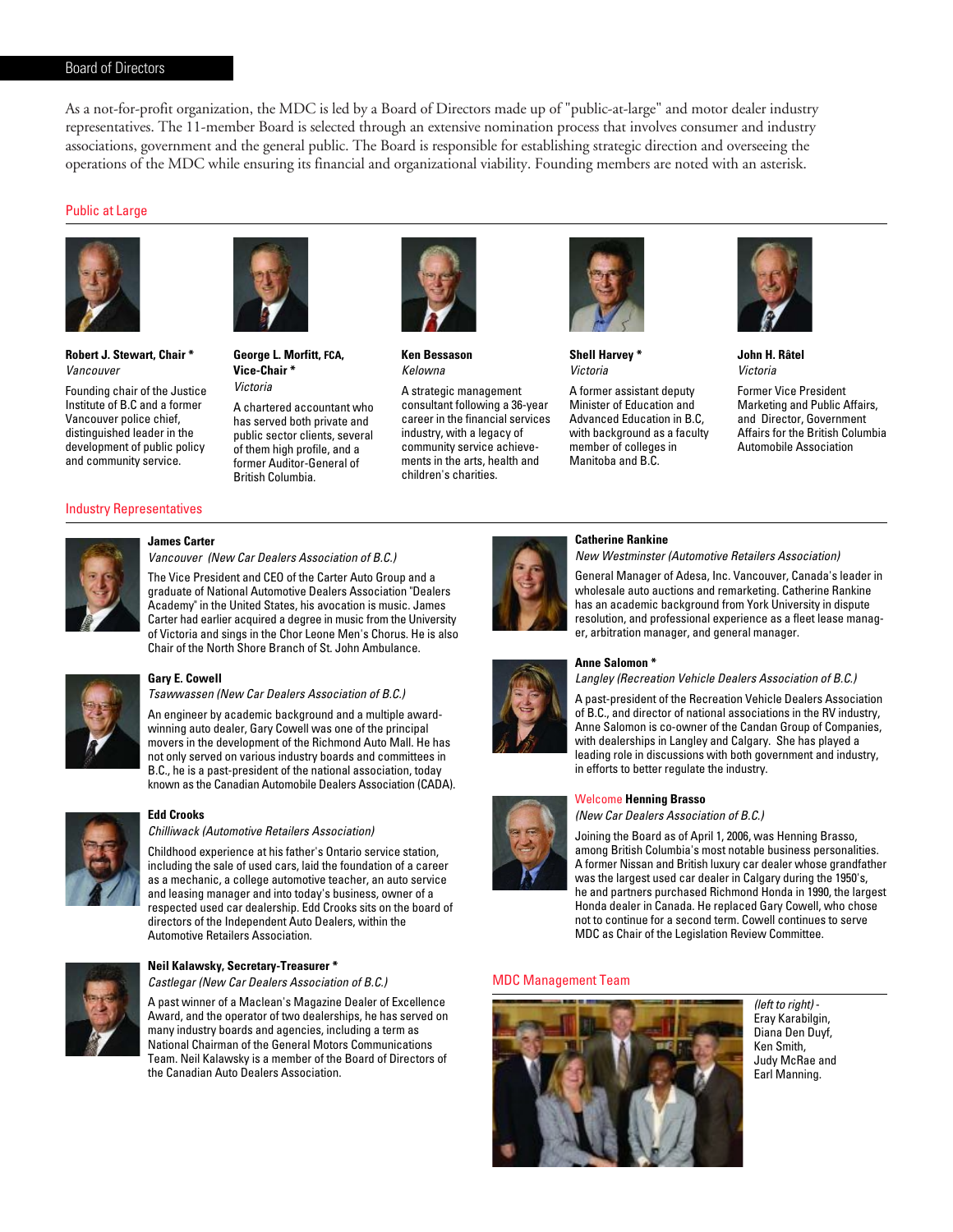## Board of Directors

As a not-for-profit organization, the MDC is led by a Board of Directors made up of "public-at-large" and motor dealer industry representatives. The 11-member Board is selected through an extensive nomination process that involves consumer and industry associations, government and the general public. The Board is responsible for establishing strategic direction and overseeing the operations of the MDC while ensuring its financial and organizational viability. Founding members are noted with an asterisk.

### Public at Large

**Robert J. Stewart, Chair ***
*Vancouver*

Founding chair of the Justice Institute of B.C and a former Vancouver police chief, distinguished leader in the development of public policy and community service.

**George L. Morfitt, FCA, Vice-Chair ***
*Victoria*

A chartered accountant who has served both private and public sector clients, several of them high profile, and a former Auditor-General of British Columbia.

**Ken Bessason**
*Kelowna*

A strategic management consultant following a 36-year career in the financial services industry, with a legacy of community service achievements in the arts, health and children's charities.

**Shell Harvey ***
*Victoria*

A former assistant deputy Minister of Education and Advanced Education in B.C, with background as a faculty member of colleges in Manitoba and B.C.

**John H. Râtel**
*Victoria*

Former Vice President Marketing and Public Affairs, and Director, Government Affairs for the British Columbia Automobile Association

### Industry Representatives

**James Carter**
*Vancouver (New Car Dealers Association of B.C.)*

The Vice President and CEO of the Carter Auto Group and a graduate of National Automotive Dealers Association "Dealers Academy" in the United States, his avocation is music. James Carter had earlier acquired a degree in music from the University of Victoria and sings in the Chor Leone Men's Chorus. He is also Chair of the North Shore Branch of St. John Ambulance.

**Gary E. Cowell**
*Tsawwassen (New Car Dealers Association of B.C.)*

An engineer by academic background and a multiple award-winning auto dealer, Gary Cowell was one of the principal movers in the development of the Richmond Auto Mall. He has not only served on various industry boards and committees in B.C., he is a past-president of the national association, today known as the Canadian Automobile Dealers Association (CADA).

**Edd Crooks**
*Chilliwack (Automotive Retailers Association)*

Childhood experience at his father's Ontario service station, including the sale of used cars, laid the foundation of a career as a mechanic, a college automotive teacher, an auto service and leasing manager and into today's business, owner of a respected used car dealership. Edd Crooks sits on the board of directors of the Independent Auto Dealers, within the Automotive Retailers Association.

**Neil Kalawsky, Secretary-Treasurer ***
*Castlegar (New Car Dealers Association of B.C.)*

A past winner of a Maclean's Magazine Dealer of Excellence Award, and the operator of two dealerships, he has served on many industry boards and agencies, including a term as National Chairman of the General Motors Communications Team. Neil Kalawsky is a member of the Board of Directors of the Canadian Auto Dealers Association.

**Catherine Rankine**
*New Westminster (Automotive Retailers Association)*

General Manager of Adesa, Inc. Vancouver, Canada's leader in wholesale auto auctions and remarketing. Catherine Rankine has an academic background from York University in dispute resolution, and professional experience as a fleet lease manager, arbitration manager, and general manager.

**Anne Salomon ***
*Langley (Recreation Vehicle Dealers Association of B.C.)*

A past-president of the Recreation Vehicle Dealers Association of B.C., and director of national associations in the RV industry, Anne Salomon is co-owner of the Candan Group of Companies, with dealerships in Langley and Calgary. She has played a leading role in discussions with both government and industry, in efforts to better regulate the industry.

Welcome **Henning Brasso**
*(New Car Dealers Association of B.C.)*

Joining the Board as of April 1, 2006, was Henning Brasso, among British Columbia's most notable business personalities. A former Nissan and British luxury car dealer whose grandfather was the largest used car dealer in Calgary during the 1950's, he and partners purchased Richmond Honda in 1990, the largest Honda dealer in Canada. He replaced Gary Cowell, who chose not to continue for a second term. Cowell continues to serve MDC as Chair of the Legislation Review Committee.

### MDC Management Team

*(left to right)* - Eray Karabilgin, Diana Den Duyf, Ken Smith, Judy McRae and Earl Manning.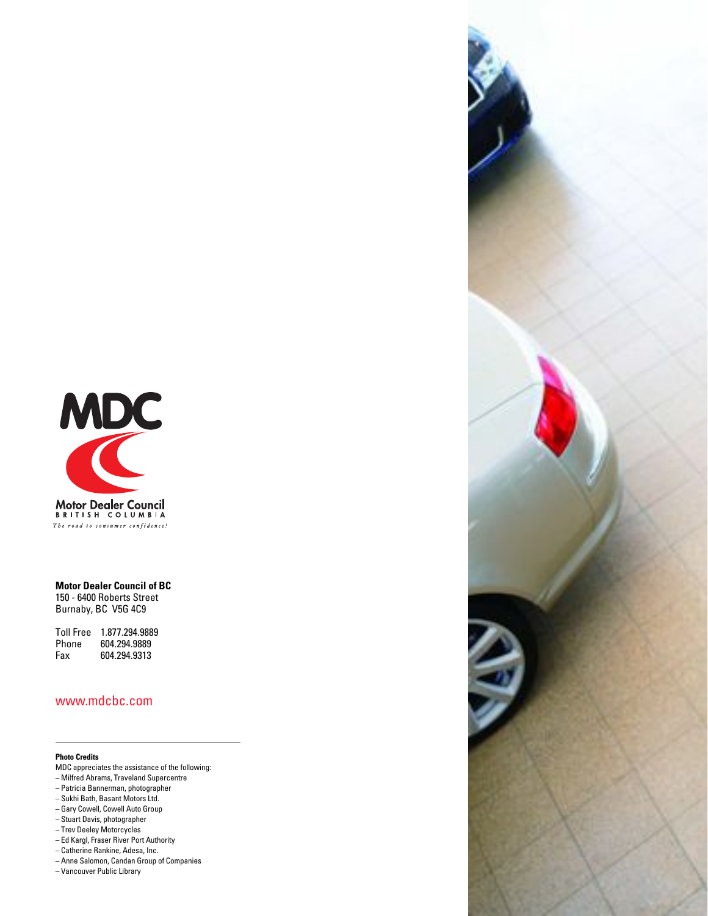MDC

Motor Dealer Council
BRITISH COLUMBIA
*The road to consumer confidence!*

**Motor Dealer Council of BC**
150 - 6400 Roberts Street
Burnaby, BC V5G 4C9

Toll Free 1.877.294.9889
Phone 604.294.9889
Fax 604.294.9313

www.mdcbc.com

**Photo Credits**

MDC appreciates the assistance of the following:

- Milfred Abrams, Traveland Supercentre
- Patricia Bannerman, photographer
- Sukhi Bath, Basant Motors Ltd.
- Gary Cowell, Cowell Auto Group
- Stuart Davis, photographer
- Trev Deeley Motorcycles
- Ed Kargl, Fraser River Port Authority
- Catherine Rankine, Adesa, Inc.
- Anne Salomon, Candan Group of Companies
- Vancouver Public Library